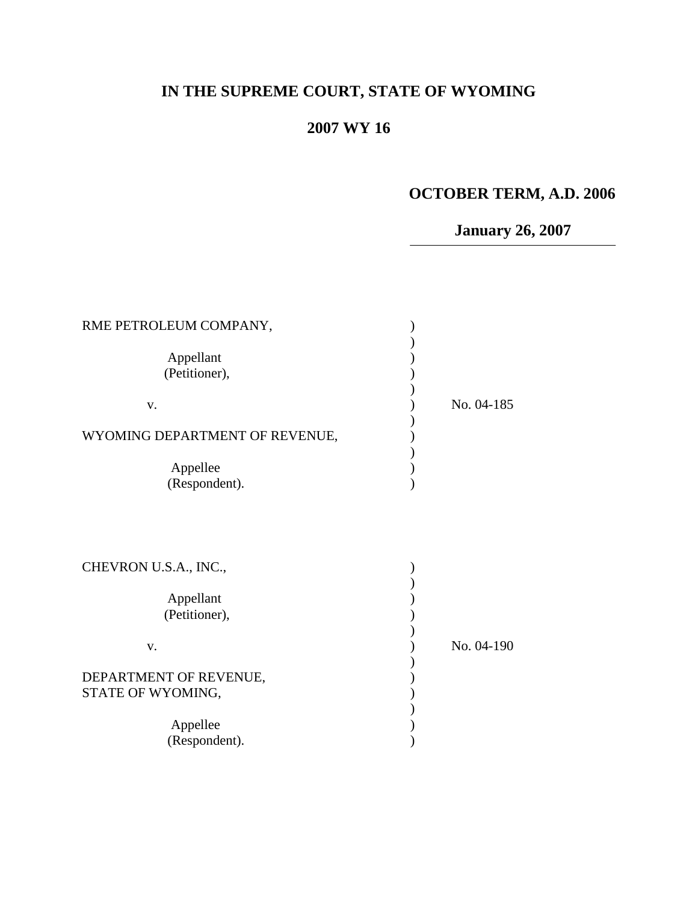# IN THE SUPREME COURT, STATE OF WYOMING

## 2007 WY 16

**OCTOBER TERM, A.D. 2006**

**January 26, 2007**

| | |
|---|---|
| RME PETROLEUM COMPANY,<br><br>Appellant<br>(Petitioner),<br><br>v.<br><br>WYOMING DEPARTMENT OF REVENUE,<br><br>Appellee<br>(Respondent). | No. 04-185 |

| | |
|---|---|
| CHEVRON U.S.A., INC.,<br><br>Appellant<br>(Petitioner),<br><br>v.<br><br>DEPARTMENT OF REVENUE,<br>STATE OF WYOMING,<br><br>Appellee<br>(Respondent). | No. 04-190 |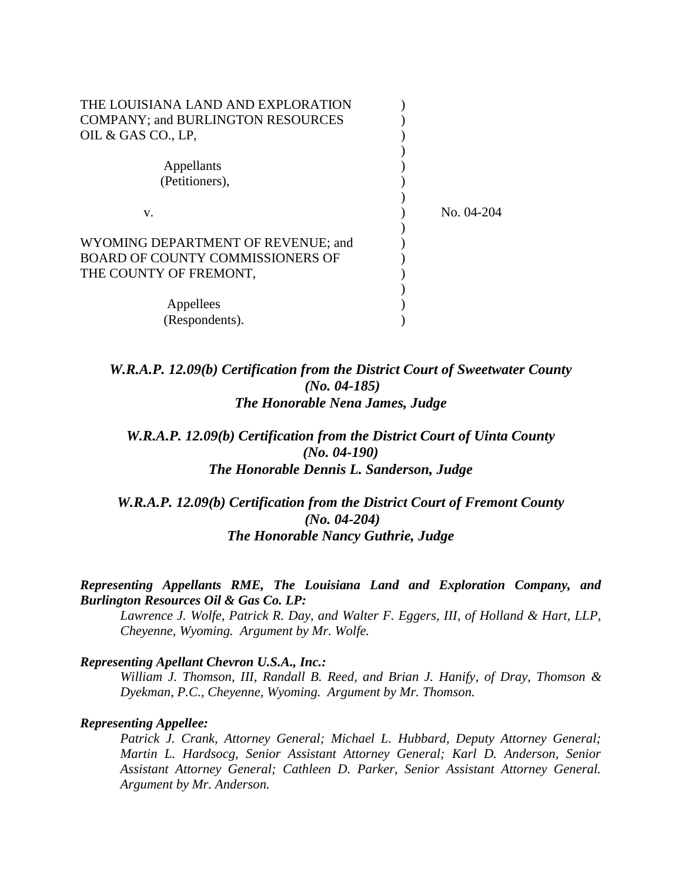THE LOUISIANA LAND AND EXPLORATION COMPANY; and BURLINGTON RESOURCES OIL & GAS CO., LP,

Appellants
(Petitioners),

v.

WYOMING DEPARTMENT OF REVENUE; and BOARD OF COUNTY COMMISSIONERS OF THE COUNTY OF FREMONT,

Appellees
(Respondents).

No. 04-204

***W.R.A.P. 12.09(b) Certification from the District Court of Sweetwater County (No. 04-185) The Honorable Nena James, Judge***

***W.R.A.P. 12.09(b) Certification from the District Court of Uinta County (No. 04-190) The Honorable Dennis L. Sanderson, Judge***

***W.R.A.P. 12.09(b) Certification from the District Court of Fremont County (No. 04-204) The Honorable Nancy Guthrie, Judge***

***Representing Appellants RME, The Louisiana Land and Exploration Company, and Burlington Resources Oil & Gas Co. LP:***

*Lawrence J. Wolfe, Patrick R. Day, and Walter F. Eggers, III, of Holland & Hart, LLP, Cheyenne, Wyoming. Argument by Mr. Wolfe.*

***Representing Apellant Chevron U.S.A., Inc.:***

*William J. Thomson, III, Randall B. Reed, and Brian J. Hanify, of Dray, Thomson & Dyekman, P.C., Cheyenne, Wyoming. Argument by Mr. Thomson.*

***Representing Appellee:***

*Patrick J. Crank, Attorney General; Michael L. Hubbard, Deputy Attorney General; Martin L. Hardsocg, Senior Assistant Attorney General; Karl D. Anderson, Senior Assistant Attorney General; Cathleen D. Parker, Senior Assistant Attorney General. Argument by Mr. Anderson.*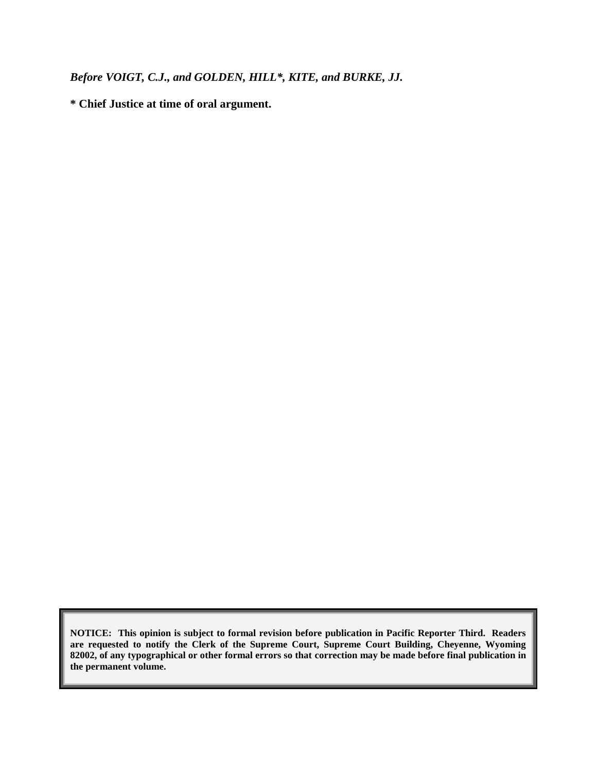***Before VOIGT, C.J., and GOLDEN, HILL\*, KITE, and BURKE, JJ.***

**\* Chief Justice at time of oral argument.**

**NOTICE: This opinion is subject to formal revision before publication in Pacific Reporter Third. Readers are requested to notify the Clerk of the Supreme Court, Supreme Court Building, Cheyenne, Wyoming 82002, of any typographical or other formal errors so that correction may be made before final publication in the permanent volume.**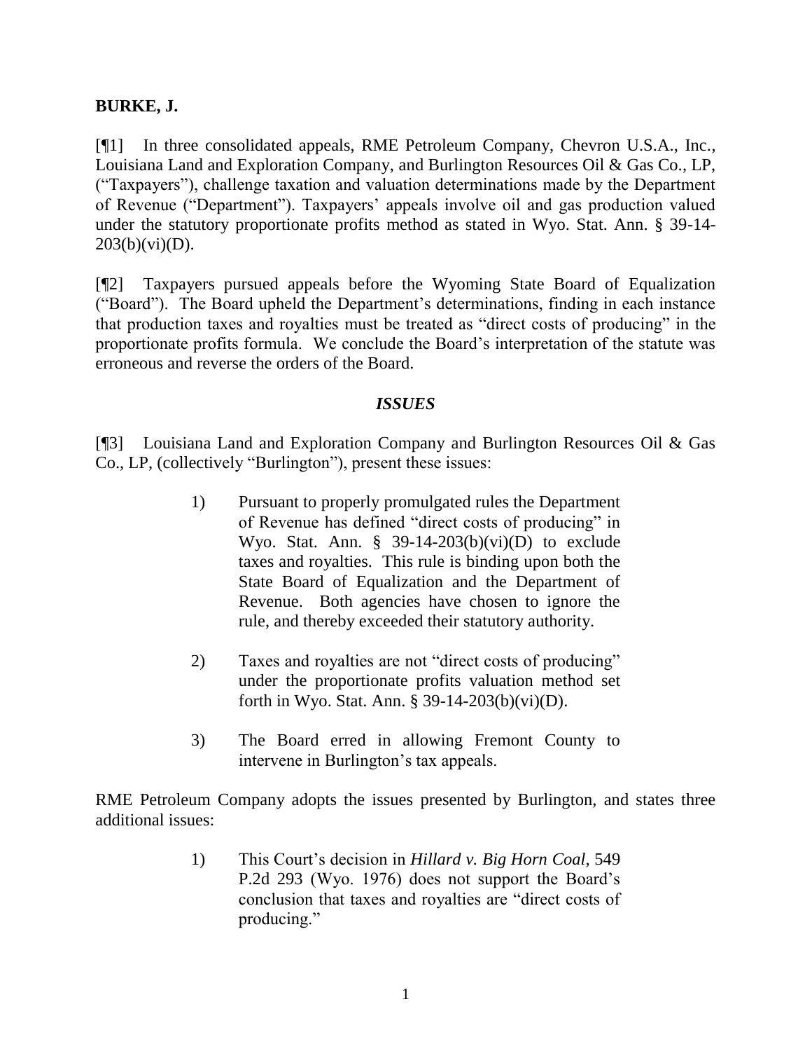**BURKE, J.**

[¶1] In three consolidated appeals, RME Petroleum Company, Chevron U.S.A., Inc., Louisiana Land and Exploration Company, and Burlington Resources Oil & Gas Co., LP, ("Taxpayers"), challenge taxation and valuation determinations made by the Department of Revenue ("Department"). Taxpayers' appeals involve oil and gas production valued under the statutory proportionate profits method as stated in Wyo. Stat. Ann. § 39-14-203(b)(vi)(D).

[¶2] Taxpayers pursued appeals before the Wyoming State Board of Equalization ("Board"). The Board upheld the Department's determinations, finding in each instance that production taxes and royalties must be treated as "direct costs of producing" in the proportionate profits formula. We conclude the Board's interpretation of the statute was erroneous and reverse the orders of the Board.

### *ISSUES*

[¶3] Louisiana Land and Exploration Company and Burlington Resources Oil & Gas Co., LP, (collectively "Burlington"), present these issues:

> 1) Pursuant to properly promulgated rules the Department of Revenue has defined "direct costs of producing" in Wyo. Stat. Ann. § 39-14-203(b)(vi)(D) to exclude taxes and royalties. This rule is binding upon both the State Board of Equalization and the Department of Revenue. Both agencies have chosen to ignore the rule, and thereby exceeded their statutory authority.
>
> 2) Taxes and royalties are not "direct costs of producing" under the proportionate profits valuation method set forth in Wyo. Stat. Ann. § 39-14-203(b)(vi)(D).
>
> 3) The Board erred in allowing Fremont County to intervene in Burlington's tax appeals.

RME Petroleum Company adopts the issues presented by Burlington, and states three additional issues:

> 1) This Court's decision in *Hillard v. Big Horn Coal*, 549 P.2d 293 (Wyo. 1976) does not support the Board's conclusion that taxes and royalties are "direct costs of producing."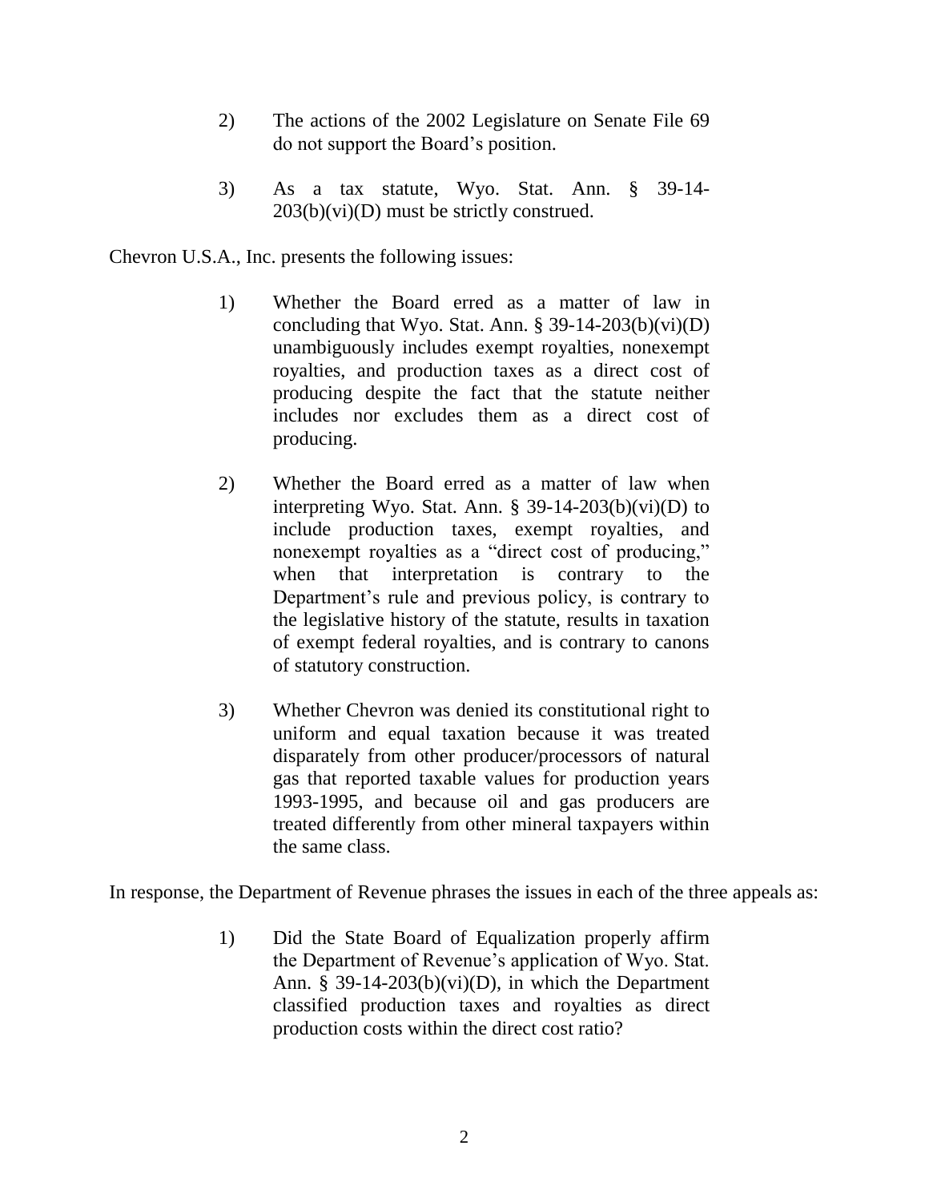2) The actions of the 2002 Legislature on Senate File 69 do not support the Board's position.

3) As a tax statute, Wyo. Stat. Ann. § 39-14-203(b)(vi)(D) must be strictly construed.

Chevron U.S.A., Inc. presents the following issues:

1) Whether the Board erred as a matter of law in concluding that Wyo. Stat. Ann. § 39-14-203(b)(vi)(D) unambiguously includes exempt royalties, nonexempt royalties, and production taxes as a direct cost of producing despite the fact that the statute neither includes nor excludes them as a direct cost of producing.

2) Whether the Board erred as a matter of law when interpreting Wyo. Stat. Ann. § 39-14-203(b)(vi)(D) to include production taxes, exempt royalties, and nonexempt royalties as a "direct cost of producing," when that interpretation is contrary to the Department's rule and previous policy, is contrary to the legislative history of the statute, results in taxation of exempt federal royalties, and is contrary to canons of statutory construction.

3) Whether Chevron was denied its constitutional right to uniform and equal taxation because it was treated disparately from other producer/processors of natural gas that reported taxable values for production years 1993-1995, and because oil and gas producers are treated differently from other mineral taxpayers within the same class.

In response, the Department of Revenue phrases the issues in each of the three appeals as:

1) Did the State Board of Equalization properly affirm the Department of Revenue's application of Wyo. Stat. Ann. § 39-14-203(b)(vi)(D), in which the Department classified production taxes and royalties as direct production costs within the direct cost ratio?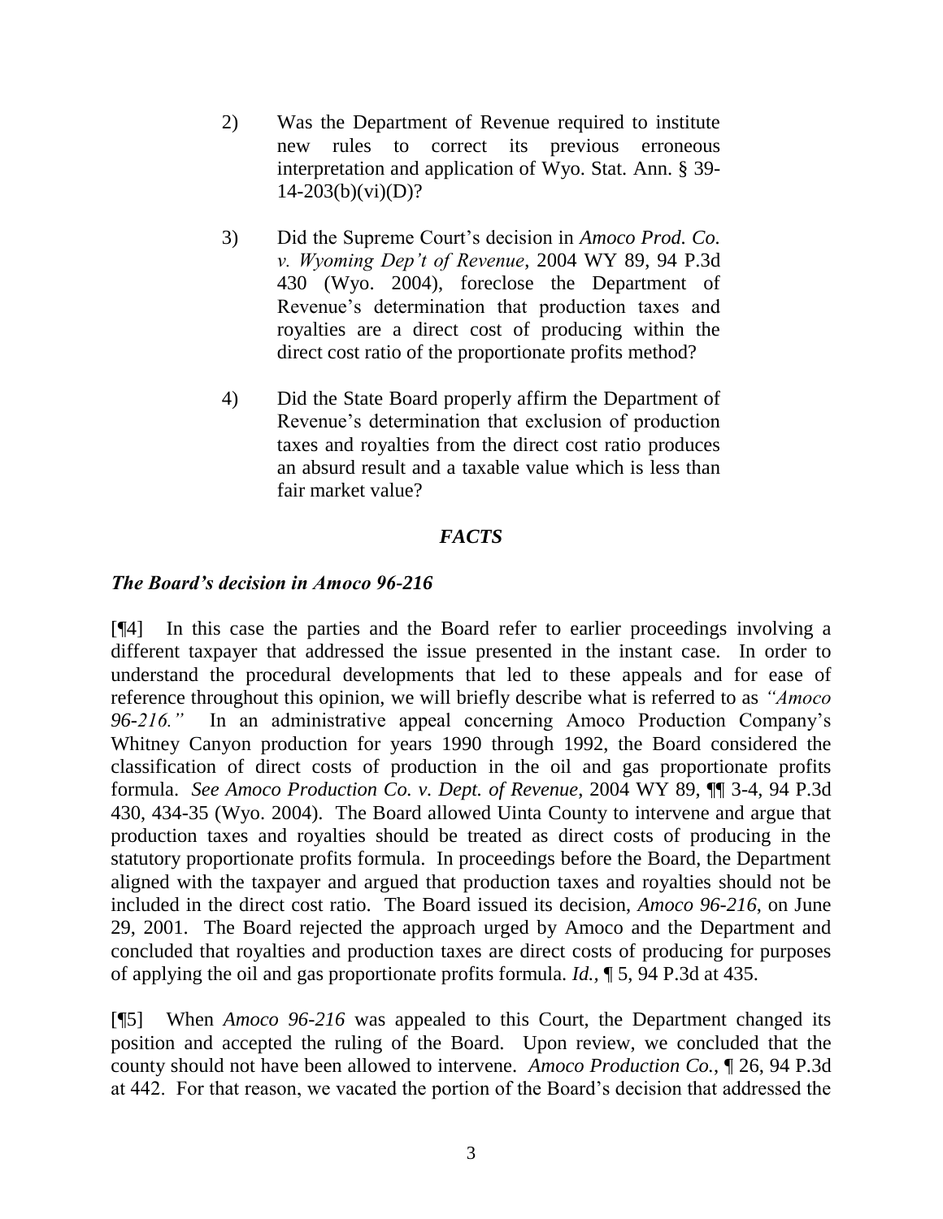2) Was the Department of Revenue required to institute new rules to correct its previous erroneous interpretation and application of Wyo. Stat. Ann. § 39-14-203(b)(vi)(D)?

3) Did the Supreme Court's decision in *Amoco Prod. Co. v. Wyoming Dep't of Revenue*, 2004 WY 89, 94 P.3d 430 (Wyo. 2004), foreclose the Department of Revenue's determination that production taxes and royalties are a direct cost of producing within the direct cost ratio of the proportionate profits method?

4) Did the State Board properly affirm the Department of Revenue's determination that exclusion of production taxes and royalties from the direct cost ratio produces an absurd result and a taxable value which is less than fair market value?

## *FACTS*

### *The Board's decision in Amoco 96-216*

[¶4] In this case the parties and the Board refer to earlier proceedings involving a different taxpayer that addressed the issue presented in the instant case. In order to understand the procedural developments that led to these appeals and for ease of reference throughout this opinion, we will briefly describe what is referred to as *"Amoco 96-216."* In an administrative appeal concerning Amoco Production Company's Whitney Canyon production for years 1990 through 1992, the Board considered the classification of direct costs of production in the oil and gas proportionate profits formula. *See Amoco Production Co. v. Dept. of Revenue*, 2004 WY 89, ¶¶ 3-4, 94 P.3d 430, 434-35 (Wyo. 2004). The Board allowed Uinta County to intervene and argue that production taxes and royalties should be treated as direct costs of producing in the statutory proportionate profits formula. In proceedings before the Board, the Department aligned with the taxpayer and argued that production taxes and royalties should not be included in the direct cost ratio. The Board issued its decision, *Amoco 96-216*, on June 29, 2001. The Board rejected the approach urged by Amoco and the Department and concluded that royalties and production taxes are direct costs of producing for purposes of applying the oil and gas proportionate profits formula. *Id.*, ¶ 5, 94 P.3d at 435.

[¶5] When *Amoco 96-216* was appealed to this Court, the Department changed its position and accepted the ruling of the Board. Upon review, we concluded that the county should not have been allowed to intervene. *Amoco Production Co.*, ¶ 26, 94 P.3d at 442. For that reason, we vacated the portion of the Board's decision that addressed the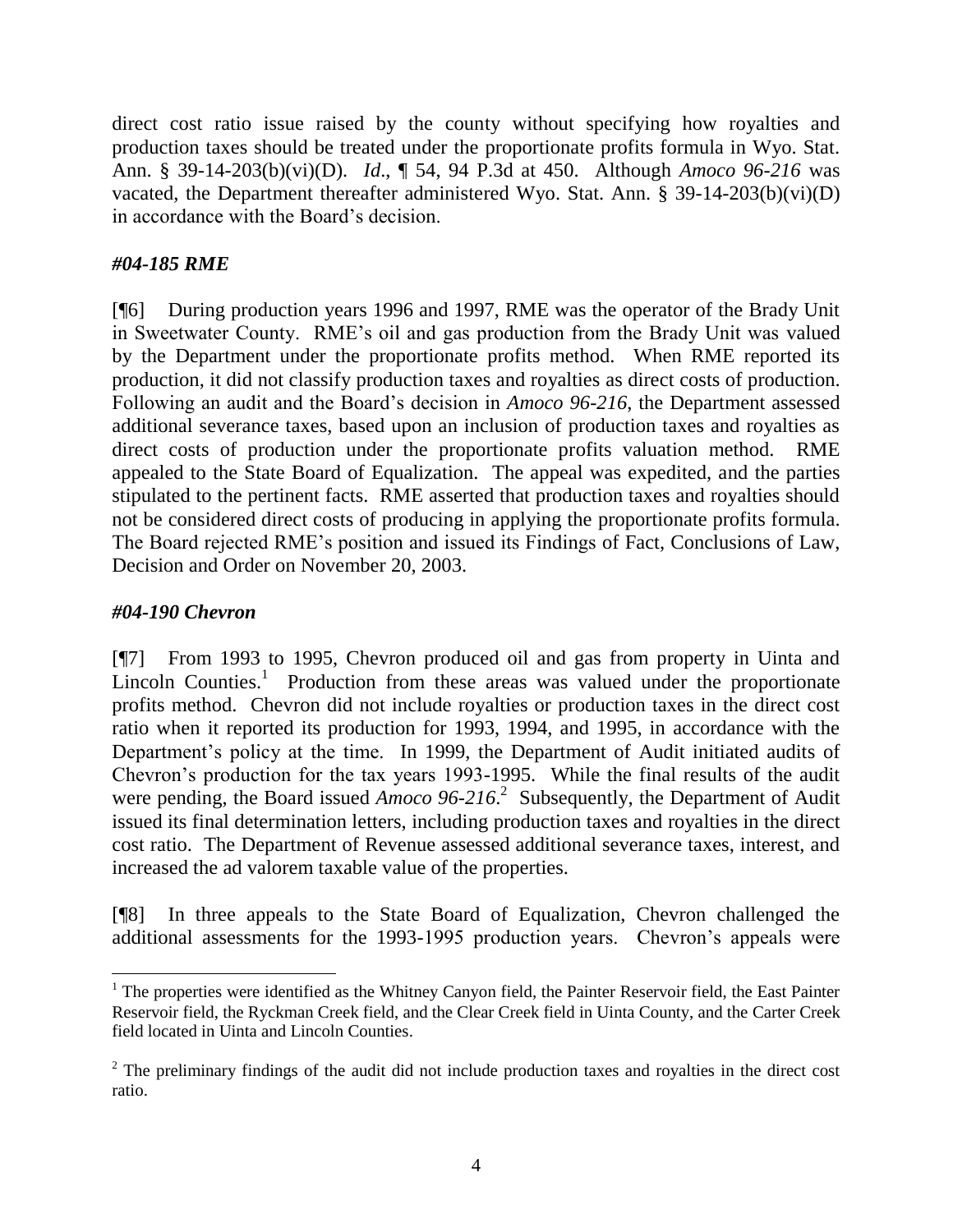direct cost ratio issue raised by the county without specifying how royalties and production taxes should be treated under the proportionate profits formula in Wyo. Stat. Ann. § 39-14-203(b)(vi)(D). *Id.*, ¶ 54, 94 P.3d at 450. Although *Amoco 96-216* was vacated, the Department thereafter administered Wyo. Stat. Ann. § 39-14-203(b)(vi)(D) in accordance with the Board's decision.

### *#04-185 RME*

[¶6] During production years 1996 and 1997, RME was the operator of the Brady Unit in Sweetwater County. RME's oil and gas production from the Brady Unit was valued by the Department under the proportionate profits method. When RME reported its production, it did not classify production taxes and royalties as direct costs of production. Following an audit and the Board's decision in *Amoco 96-216*, the Department assessed additional severance taxes, based upon an inclusion of production taxes and royalties as direct costs of production under the proportionate profits valuation method. RME appealed to the State Board of Equalization. The appeal was expedited, and the parties stipulated to the pertinent facts. RME asserted that production taxes and royalties should not be considered direct costs of producing in applying the proportionate profits formula. The Board rejected RME's position and issued its Findings of Fact, Conclusions of Law, Decision and Order on November 20, 2003.

### *#04-190 Chevron*

[¶7] From 1993 to 1995, Chevron produced oil and gas from property in Uinta and Lincoln Counties.[1] Production from these areas was valued under the proportionate profits method. Chevron did not include royalties or production taxes in the direct cost ratio when it reported its production for 1993, 1994, and 1995, in accordance with the Department's policy at the time. In 1999, the Department of Audit initiated audits of Chevron's production for the tax years 1993-1995. While the final results of the audit were pending, the Board issued *Amoco 96-216*.[2] Subsequently, the Department of Audit issued its final determination letters, including production taxes and royalties in the direct cost ratio. The Department of Revenue assessed additional severance taxes, interest, and increased the ad valorem taxable value of the properties.

[¶8] In three appeals to the State Board of Equalization, Chevron challenged the additional assessments for the 1993-1995 production years. Chevron's appeals were

---

[1] The properties were identified as the Whitney Canyon field, the Painter Reservoir field, the East Painter Reservoir field, the Ryckman Creek field, and the Clear Creek field in Uinta County, and the Carter Creek field located in Uinta and Lincoln Counties.

[2] The preliminary findings of the audit did not include production taxes and royalties in the direct cost ratio.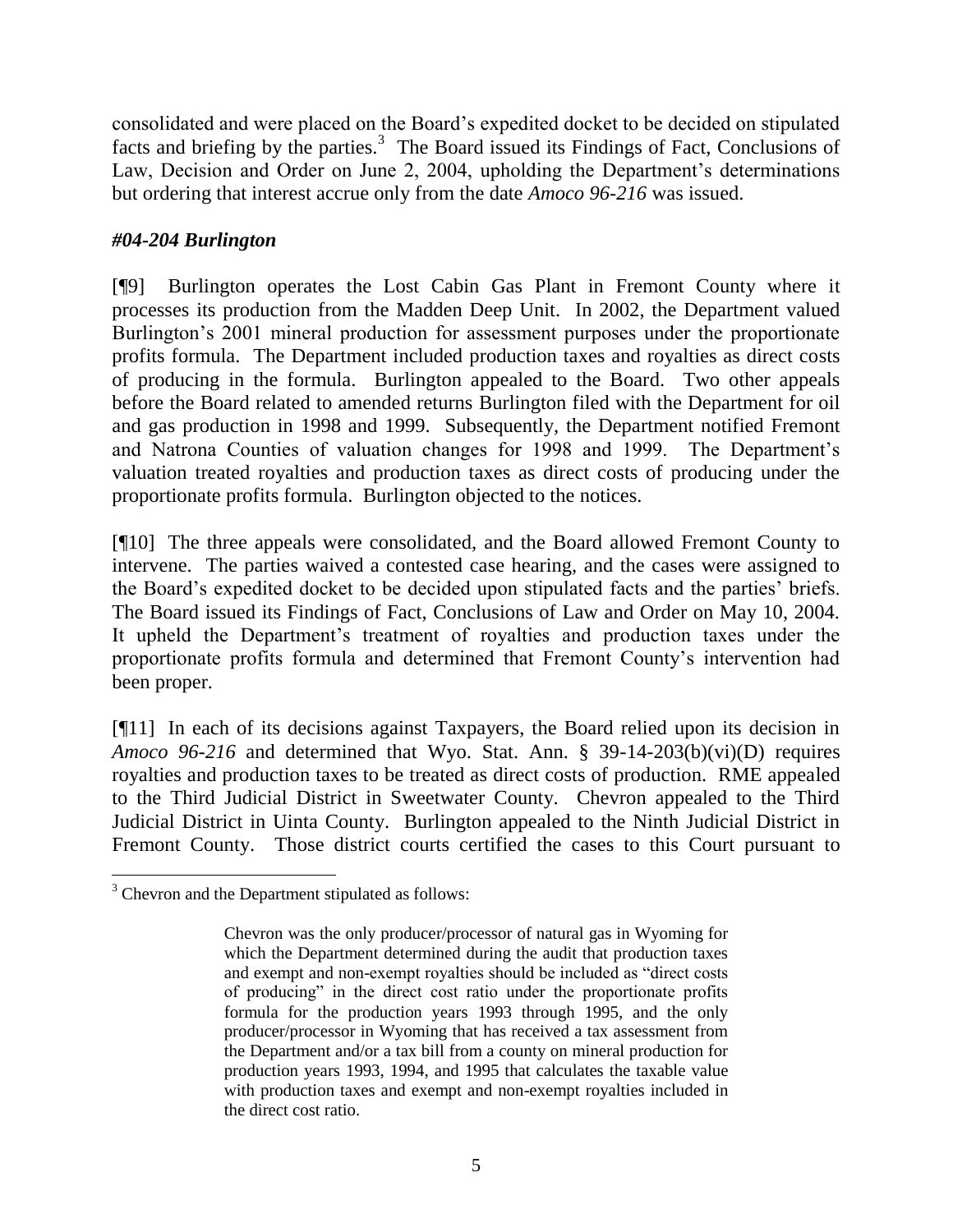consolidated and were placed on the Board's expedited docket to be decided on stipulated facts and briefing by the parties.[3] The Board issued its Findings of Fact, Conclusions of Law, Decision and Order on June 2, 2004, upholding the Department's determinations but ordering that interest accrue only from the date *Amoco 96-216* was issued.

### *#04-204 Burlington*

[¶9] Burlington operates the Lost Cabin Gas Plant in Fremont County where it processes its production from the Madden Deep Unit. In 2002, the Department valued Burlington's 2001 mineral production for assessment purposes under the proportionate profits formula. The Department included production taxes and royalties as direct costs of producing in the formula. Burlington appealed to the Board. Two other appeals before the Board related to amended returns Burlington filed with the Department for oil and gas production in 1998 and 1999. Subsequently, the Department notified Fremont and Natrona Counties of valuation changes for 1998 and 1999. The Department's valuation treated royalties and production taxes as direct costs of producing under the proportionate profits formula. Burlington objected to the notices.

[¶10] The three appeals were consolidated, and the Board allowed Fremont County to intervene. The parties waived a contested case hearing, and the cases were assigned to the Board's expedited docket to be decided upon stipulated facts and the parties' briefs. The Board issued its Findings of Fact, Conclusions of Law and Order on May 10, 2004. It upheld the Department's treatment of royalties and production taxes under the proportionate profits formula and determined that Fremont County's intervention had been proper.

[¶11] In each of its decisions against Taxpayers, the Board relied upon its decision in *Amoco 96-216* and determined that Wyo. Stat. Ann. § 39-14-203(b)(vi)(D) requires royalties and production taxes to be treated as direct costs of production. RME appealed to the Third Judicial District in Sweetwater County. Chevron appealed to the Third Judicial District in Uinta County. Burlington appealed to the Ninth Judicial District in Fremont County. Those district courts certified the cases to this Court pursuant to

---

[3] Chevron and the Department stipulated as follows:

> Chevron was the only producer/processor of natural gas in Wyoming for which the Department determined during the audit that production taxes and exempt and non-exempt royalties should be included as "direct costs of producing" in the direct cost ratio under the proportionate profits formula for the production years 1993 through 1995, and the only producer/processor in Wyoming that has received a tax assessment from the Department and/or a tax bill from a county on mineral production for production years 1993, 1994, and 1995 that calculates the taxable value with production taxes and exempt and non-exempt royalties included in the direct cost ratio.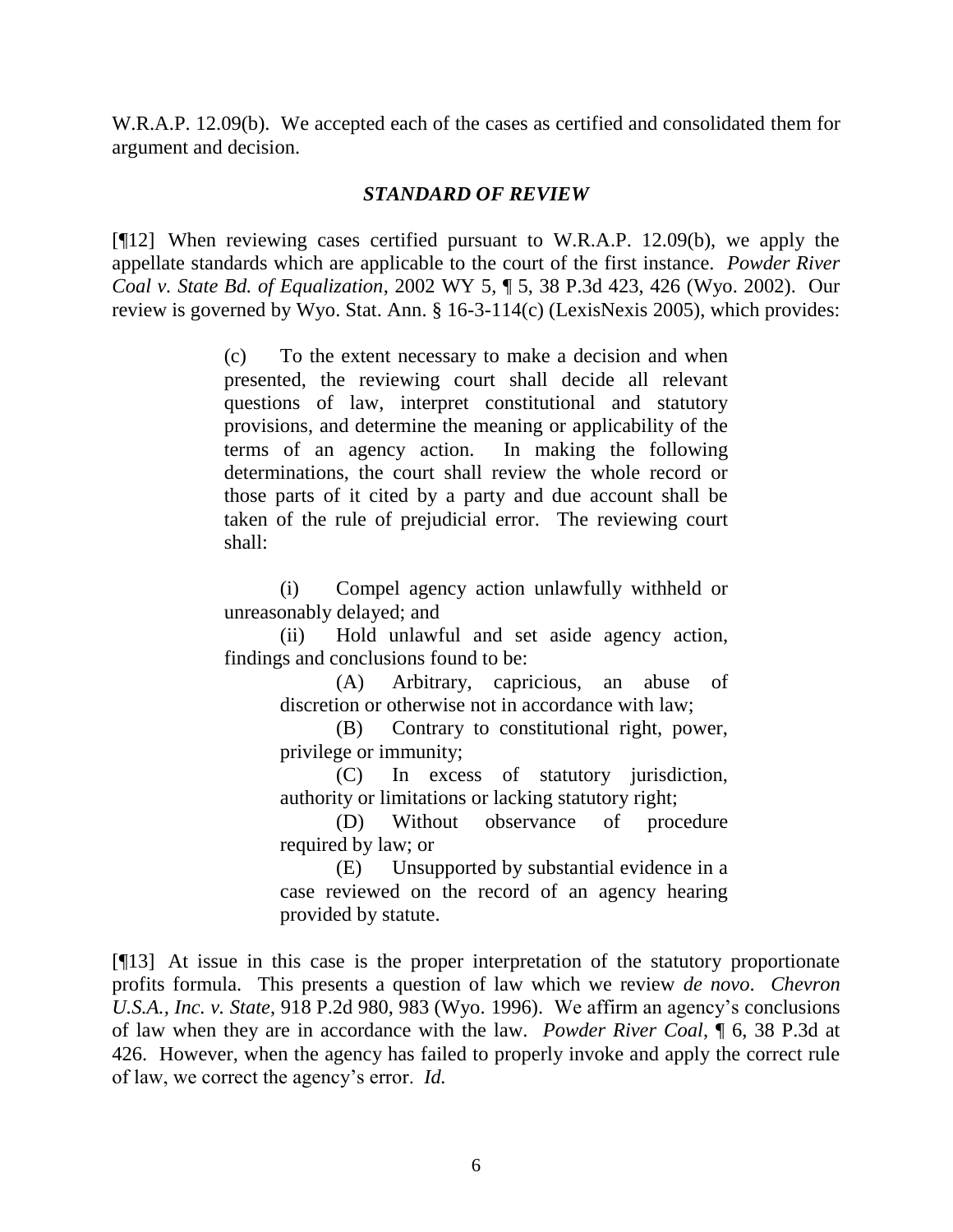W.R.A.P. 12.09(b). We accepted each of the cases as certified and consolidated them for argument and decision.

## *STANDARD OF REVIEW*

[¶12] When reviewing cases certified pursuant to W.R.A.P. 12.09(b), we apply the appellate standards which are applicable to the court of the first instance. *Powder River Coal v. State Bd. of Equalization*, 2002 WY 5, ¶ 5, 38 P.3d 423, 426 (Wyo. 2002). Our review is governed by Wyo. Stat. Ann. § 16-3-114(c) (LexisNexis 2005), which provides:

> (c) To the extent necessary to make a decision and when presented, the reviewing court shall decide all relevant questions of law, interpret constitutional and statutory provisions, and determine the meaning or applicability of the terms of an agency action. In making the following determinations, the court shall review the whole record or those parts of it cited by a party and due account shall be taken of the rule of prejudicial error. The reviewing court shall:
>
> (i) Compel agency action unlawfully withheld or unreasonably delayed; and
>
> (ii) Hold unlawful and set aside agency action, findings and conclusions found to be:
>
> (A) Arbitrary, capricious, an abuse of discretion or otherwise not in accordance with law;
>
> (B) Contrary to constitutional right, power, privilege or immunity;
>
> (C) In excess of statutory jurisdiction, authority or limitations or lacking statutory right;
>
> (D) Without observance of procedure required by law; or
>
> (E) Unsupported by substantial evidence in a case reviewed on the record of an agency hearing provided by statute.

[¶13] At issue in this case is the proper interpretation of the statutory proportionate profits formula. This presents a question of law which we review *de novo*. *Chevron U.S.A., Inc. v. State*, 918 P.2d 980, 983 (Wyo. 1996). We affirm an agency's conclusions of law when they are in accordance with the law. *Powder River Coal*, ¶ 6, 38 P.3d at 426. However, when the agency has failed to properly invoke and apply the correct rule of law, we correct the agency's error. *Id.*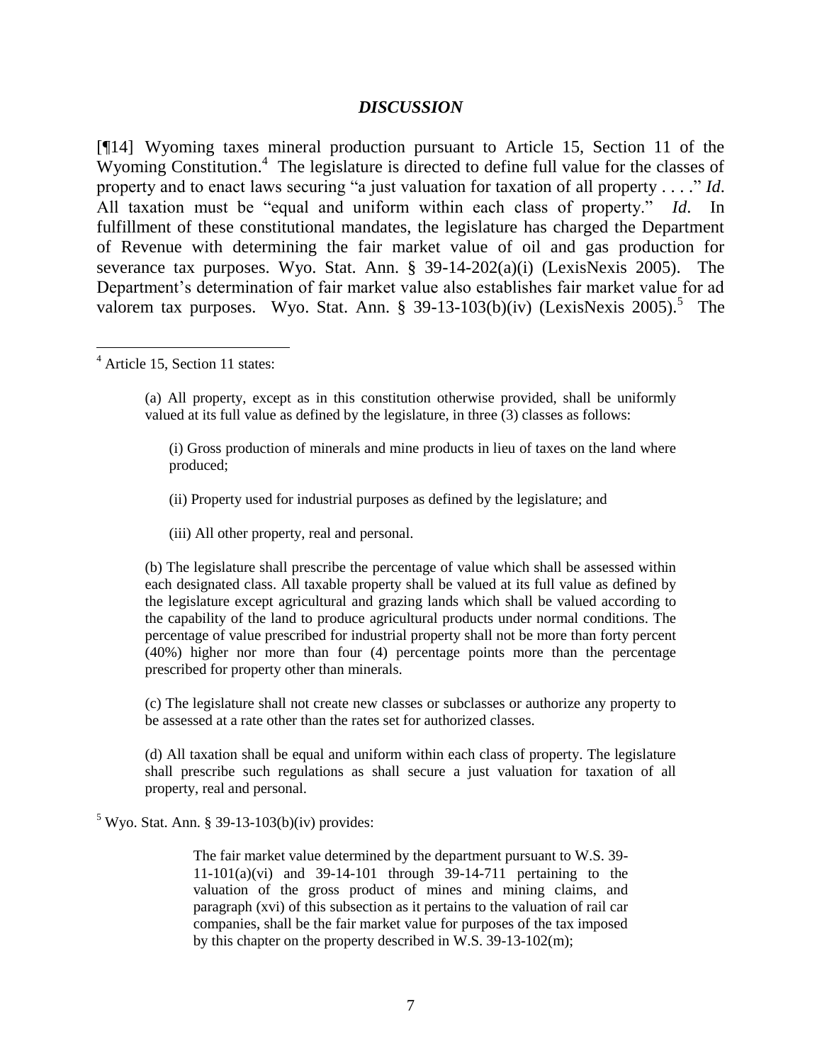### *DISCUSSION*

[¶14] Wyoming taxes mineral production pursuant to Article 15, Section 11 of the Wyoming Constitution.[4] The legislature is directed to define full value for the classes of property and to enact laws securing "a just valuation for taxation of all property . . . ." *Id*. All taxation must be "equal and uniform within each class of property." *Id*. In fulfillment of these constitutional mandates, the legislature has charged the Department of Revenue with determining the fair market value of oil and gas production for severance tax purposes. Wyo. Stat. Ann. § 39-14-202(a)(i) (LexisNexis 2005). The Department's determination of fair market value also establishes fair market value for ad valorem tax purposes. Wyo. Stat. Ann. § 39-13-103(b)(iv) (LexisNexis 2005).[5] The

---

[4] Article 15, Section 11 states:

> (a) All property, except as in this constitution otherwise provided, shall be uniformly valued at its full value as defined by the legislature, in three (3) classes as follows:
>
> > (i) Gross production of minerals and mine products in lieu of taxes on the land where produced;
> >
> > (ii) Property used for industrial purposes as defined by the legislature; and
> >
> > (iii) All other property, real and personal.
>
> (b) The legislature shall prescribe the percentage of value which shall be assessed within each designated class. All taxable property shall be valued at its full value as defined by the legislature except agricultural and grazing lands which shall be valued according to the capability of the land to produce agricultural products under normal conditions. The percentage of value prescribed for industrial property shall not be more than forty percent (40%) higher nor more than four (4) percentage points more than the percentage prescribed for property other than minerals.
>
> (c) The legislature shall not create new classes or subclasses or authorize any property to be assessed at a rate other than the rates set for authorized classes.
>
> (d) All taxation shall be equal and uniform within each class of property. The legislature shall prescribe such regulations as shall secure a just valuation for taxation of all property, real and personal.

[5] Wyo. Stat. Ann. § 39-13-103(b)(iv) provides:

> The fair market value determined by the department pursuant to W.S. 39-11-101(a)(vi) and 39-14-101 through 39-14-711 pertaining to the valuation of the gross product of mines and mining claims, and paragraph (xvi) of this subsection as it pertains to the valuation of rail car companies, shall be the fair market value for purposes of the tax imposed by this chapter on the property described in W.S. 39-13-102(m);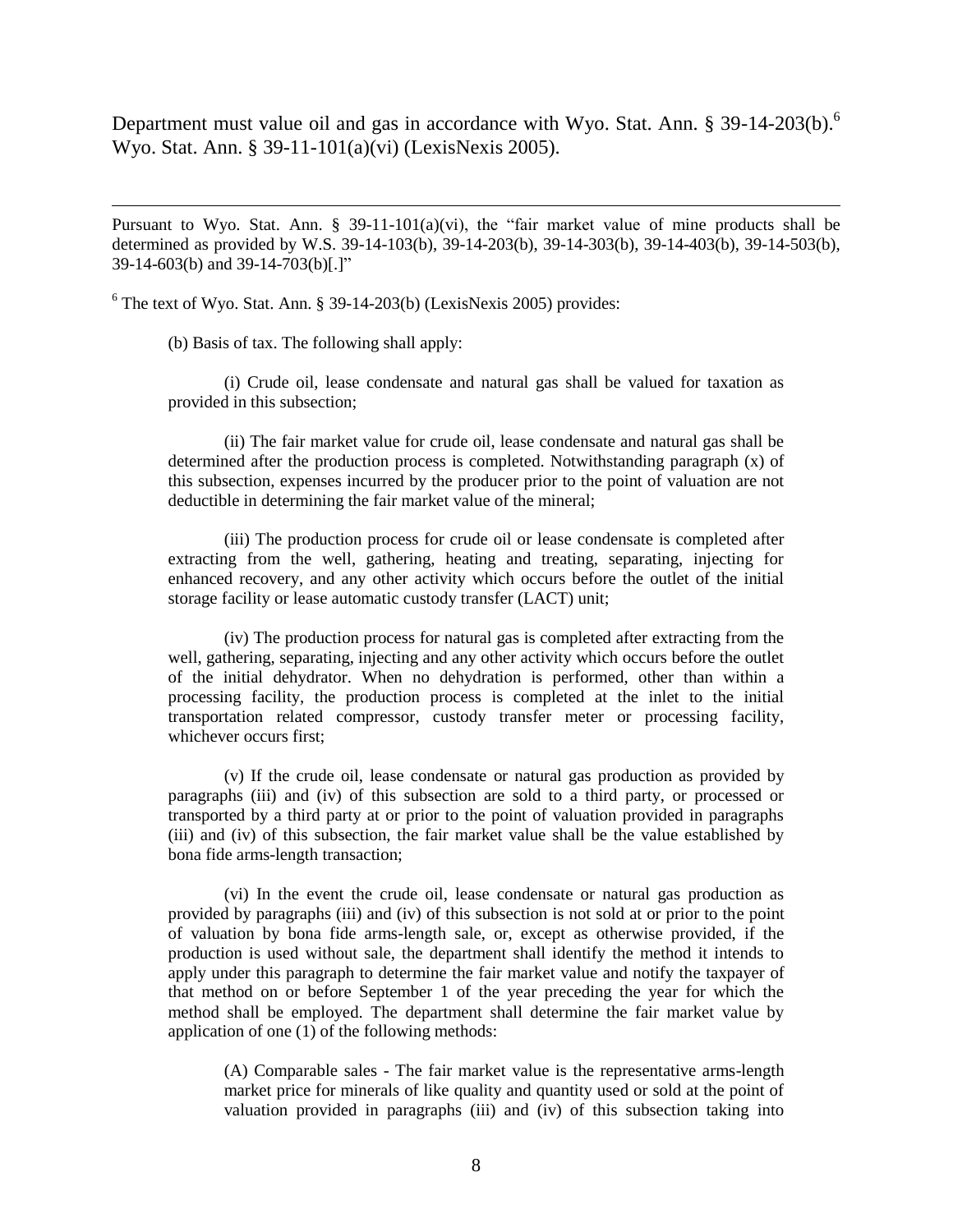Department must value oil and gas in accordance with Wyo. Stat. Ann. § 39-14-203(b).[6] Wyo. Stat. Ann. § 39-11-101(a)(vi) (LexisNexis 2005).

---

Pursuant to Wyo. Stat. Ann. § 39-11-101(a)(vi), the "fair market value of mine products shall be determined as provided by W.S. 39-14-103(b), 39-14-203(b), 39-14-303(b), 39-14-403(b), 39-14-503(b), 39-14-603(b) and 39-14-703(b)[.]"

[6] The text of Wyo. Stat. Ann. § 39-14-203(b) (LexisNexis 2005) provides:

> (b) Basis of tax. The following shall apply:
>
> (i) Crude oil, lease condensate and natural gas shall be valued for taxation as provided in this subsection;
>
> (ii) The fair market value for crude oil, lease condensate and natural gas shall be determined after the production process is completed. Notwithstanding paragraph (x) of this subsection, expenses incurred by the producer prior to the point of valuation are not deductible in determining the fair market value of the mineral;
>
> (iii) The production process for crude oil or lease condensate is completed after extracting from the well, gathering, heating and treating, separating, injecting for enhanced recovery, and any other activity which occurs before the outlet of the initial storage facility or lease automatic custody transfer (LACT) unit;
>
> (iv) The production process for natural gas is completed after extracting from the well, gathering, separating, injecting and any other activity which occurs before the outlet of the initial dehydrator. When no dehydration is performed, other than within a processing facility, the production process is completed at the inlet to the initial transportation related compressor, custody transfer meter or processing facility, whichever occurs first;
>
> (v) If the crude oil, lease condensate or natural gas production as provided by paragraphs (iii) and (iv) of this subsection are sold to a third party, or processed or transported by a third party at or prior to the point of valuation provided in paragraphs (iii) and (iv) of this subsection, the fair market value shall be the value established by bona fide arms-length transaction;
>
> (vi) In the event the crude oil, lease condensate or natural gas production as provided by paragraphs (iii) and (iv) of this subsection is not sold at or prior to the point of valuation by bona fide arms-length sale, or, except as otherwise provided, if the production is used without sale, the department shall identify the method it intends to apply under this paragraph to determine the fair market value and notify the taxpayer of that method on or before September 1 of the year preceding the year for which the method shall be employed. The department shall determine the fair market value by application of one (1) of the following methods:
>
>> (A) Comparable sales - The fair market value is the representative arms-length market price for minerals of like quality and quantity used or sold at the point of valuation provided in paragraphs (iii) and (iv) of this subsection taking into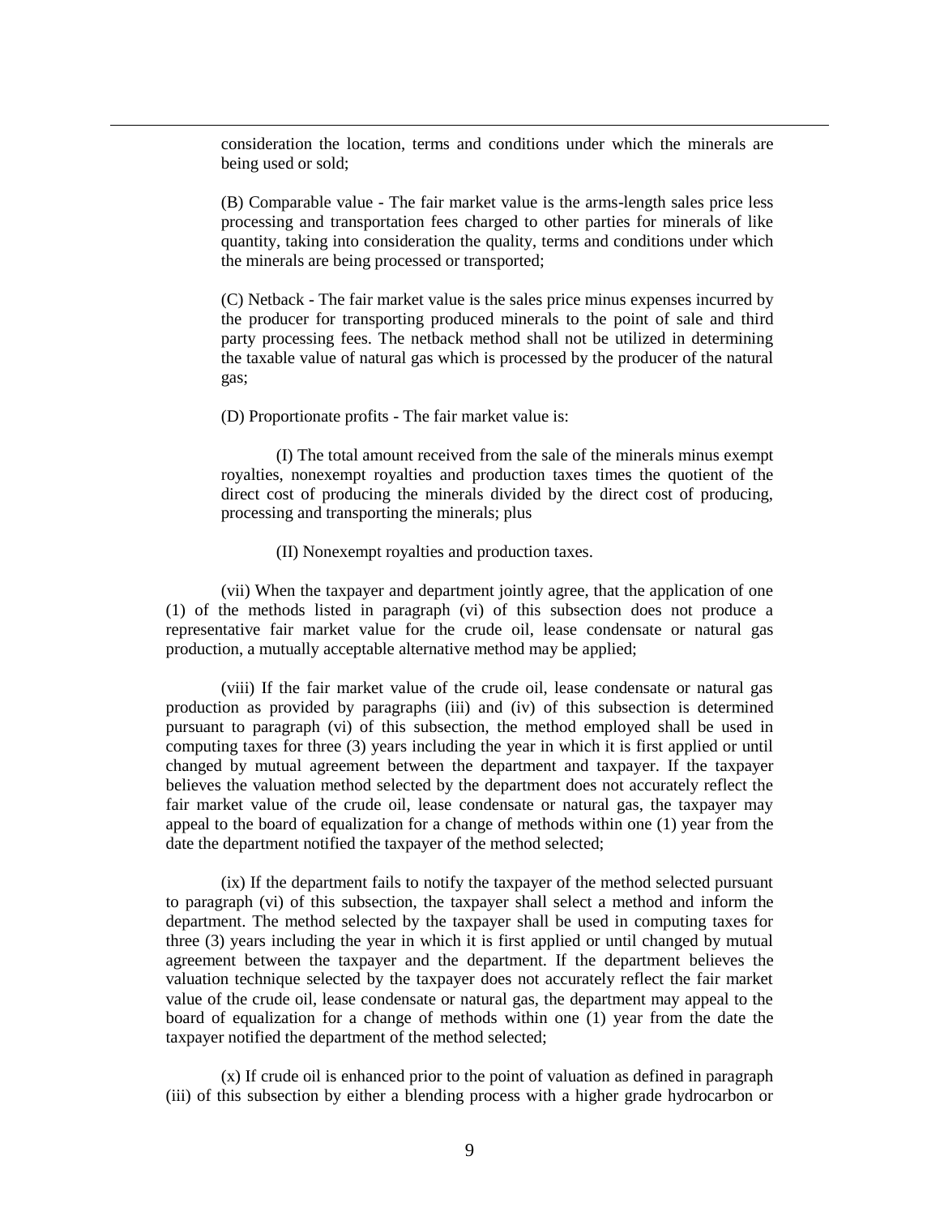consideration the location, terms and conditions under which the minerals are being used or sold;

(B) Comparable value - The fair market value is the arms-length sales price less processing and transportation fees charged to other parties for minerals of like quantity, taking into consideration the quality, terms and conditions under which the minerals are being processed or transported;

(C) Netback - The fair market value is the sales price minus expenses incurred by the producer for transporting produced minerals to the point of sale and third party processing fees. The netback method shall not be utilized in determining the taxable value of natural gas which is processed by the producer of the natural gas;

(D) Proportionate profits - The fair market value is:

(I) The total amount received from the sale of the minerals minus exempt royalties, nonexempt royalties and production taxes times the quotient of the direct cost of producing the minerals divided by the direct cost of producing, processing and transporting the minerals; plus

(II) Nonexempt royalties and production taxes.

(vii) When the taxpayer and department jointly agree, that the application of one (1) of the methods listed in paragraph (vi) of this subsection does not produce a representative fair market value for the crude oil, lease condensate or natural gas production, a mutually acceptable alternative method may be applied;

(viii) If the fair market value of the crude oil, lease condensate or natural gas production as provided by paragraphs (iii) and (iv) of this subsection is determined pursuant to paragraph (vi) of this subsection, the method employed shall be used in computing taxes for three (3) years including the year in which it is first applied or until changed by mutual agreement between the department and taxpayer. If the taxpayer believes the valuation method selected by the department does not accurately reflect the fair market value of the crude oil, lease condensate or natural gas, the taxpayer may appeal to the board of equalization for a change of methods within one (1) year from the date the department notified the taxpayer of the method selected;

(ix) If the department fails to notify the taxpayer of the method selected pursuant to paragraph (vi) of this subsection, the taxpayer shall select a method and inform the department. The method selected by the taxpayer shall be used in computing taxes for three (3) years including the year in which it is first applied or until changed by mutual agreement between the taxpayer and the department. If the department believes the valuation technique selected by the taxpayer does not accurately reflect the fair market value of the crude oil, lease condensate or natural gas, the department may appeal to the board of equalization for a change of methods within one (1) year from the date the taxpayer notified the department of the method selected;

(x) If crude oil is enhanced prior to the point of valuation as defined in paragraph (iii) of this subsection by either a blending process with a higher grade hydrocarbon or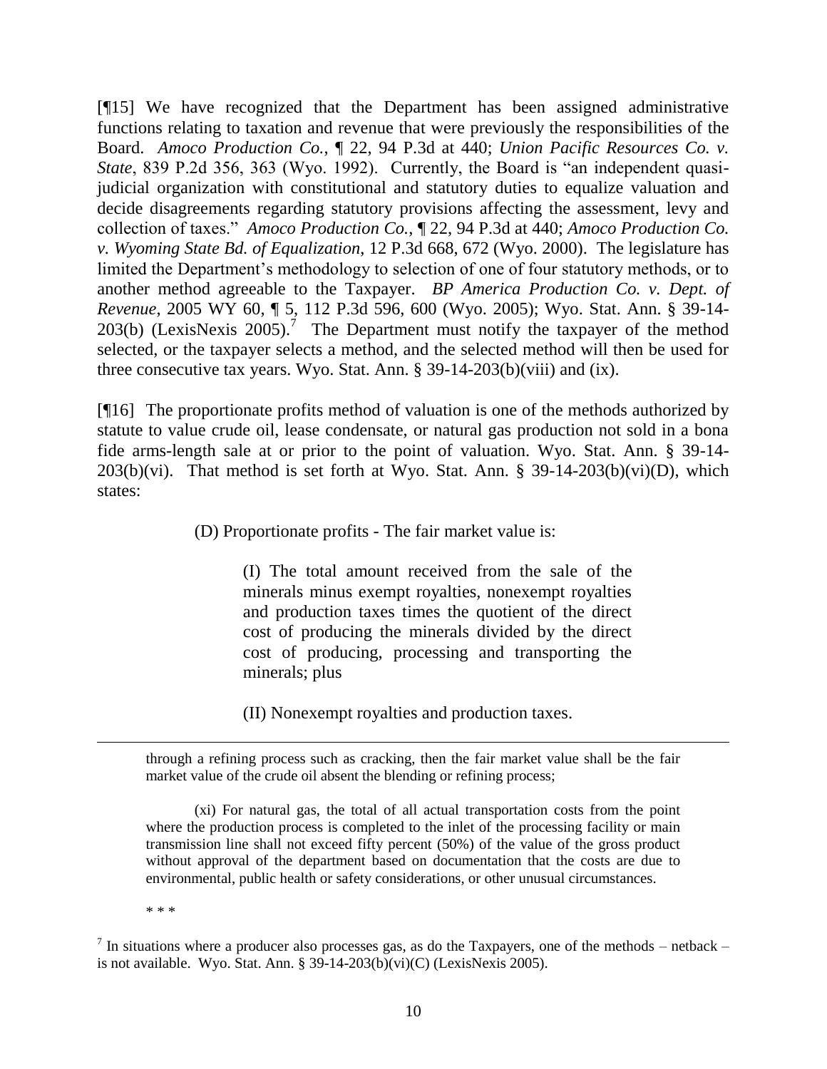[¶15] We have recognized that the Department has been assigned administrative functions relating to taxation and revenue that were previously the responsibilities of the Board. *Amoco Production Co.*, ¶ 22, 94 P.3d at 440; *Union Pacific Resources Co. v. State*, 839 P.2d 356, 363 (Wyo. 1992). Currently, the Board is "an independent quasi-judicial organization with constitutional and statutory duties to equalize valuation and decide disagreements regarding statutory provisions affecting the assessment, levy and collection of taxes." *Amoco Production Co.*, ¶ 22, 94 P.3d at 440; *Amoco Production Co. v. Wyoming State Bd. of Equalization*, 12 P.3d 668, 672 (Wyo. 2000). The legislature has limited the Department's methodology to selection of one of four statutory methods, or to another method agreeable to the Taxpayer. *BP America Production Co. v. Dept. of Revenue*, 2005 WY 60, ¶ 5, 112 P.3d 596, 600 (Wyo. 2005); Wyo. Stat. Ann. § 39-14-203(b) (LexisNexis 2005).[7] The Department must notify the taxpayer of the method selected, or the taxpayer selects a method, and the selected method will then be used for three consecutive tax years. Wyo. Stat. Ann. § 39-14-203(b)(viii) and (ix).

[¶16] The proportionate profits method of valuation is one of the methods authorized by statute to value crude oil, lease condensate, or natural gas production not sold in a bona fide arms-length sale at or prior to the point of valuation. Wyo. Stat. Ann. § 39-14-203(b)(vi). That method is set forth at Wyo. Stat. Ann. § 39-14-203(b)(vi)(D), which states:

> (D) Proportionate profits - The fair market value is:
>
> > (I) The total amount received from the sale of the minerals minus exempt royalties, nonexempt royalties and production taxes times the quotient of the direct cost of producing the minerals divided by the direct cost of producing, processing and transporting the minerals; plus
> >
> > (II) Nonexempt royalties and production taxes.

---

through a refining process such as cracking, then the fair market value shall be the fair market value of the crude oil absent the blending or refining process;

(xi) For natural gas, the total of all actual transportation costs from the point where the production process is completed to the inlet of the processing facility or main transmission line shall not exceed fifty percent (50%) of the value of the gross product without approval of the department based on documentation that the costs are due to environmental, public health or safety considerations, or other unusual circumstances.

\* \* \*

[7] In situations where a producer also processes gas, as do the Taxpayers, one of the methods – netback – is not available. Wyo. Stat. Ann. § 39-14-203(b)(vi)(C) (LexisNexis 2005).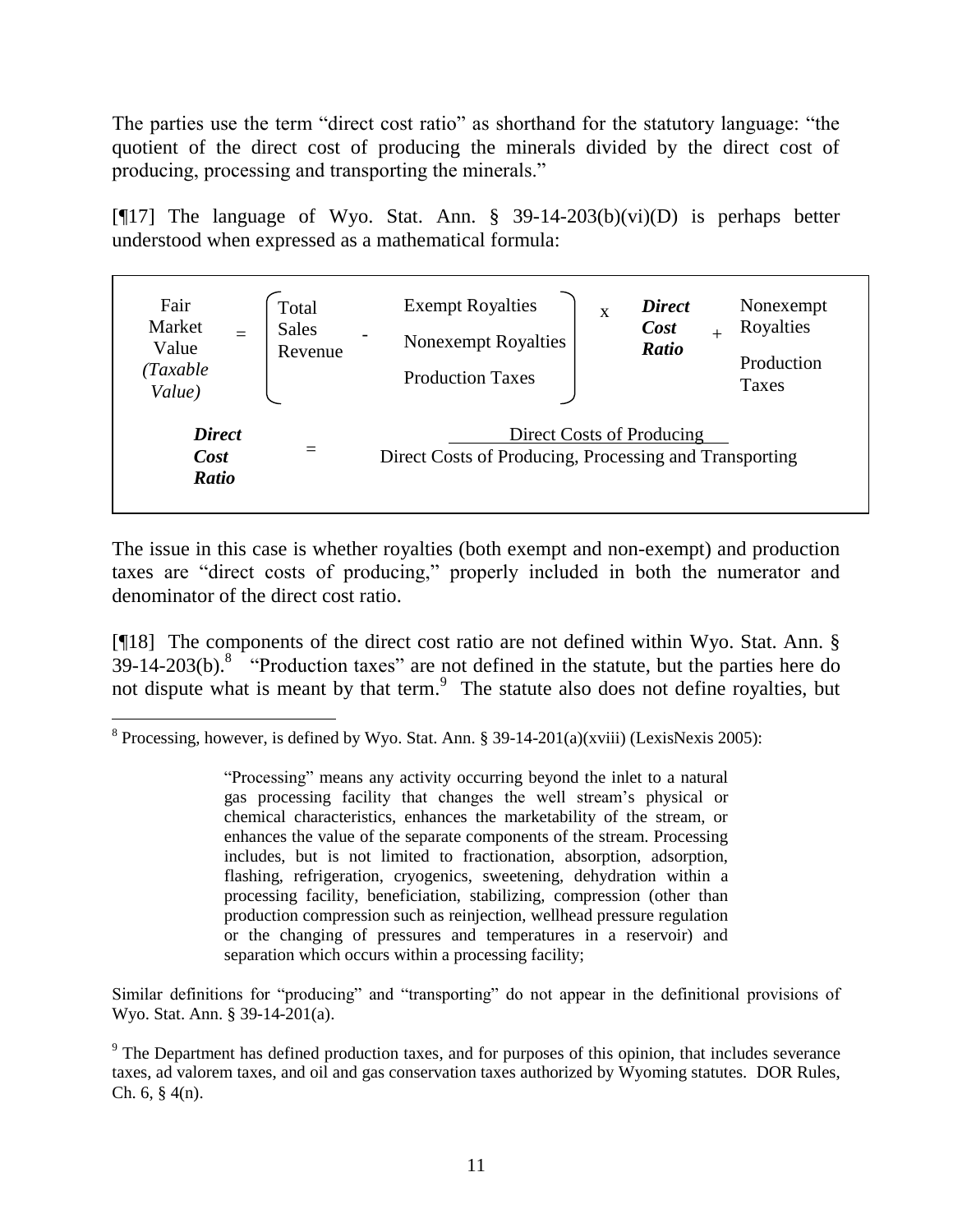The parties use the term "direct cost ratio" as shorthand for the statutory language: "the quotient of the direct cost of producing the minerals divided by the direct cost of producing, processing and transporting the minerals."

[¶17] The language of Wyo. Stat. Ann. § 39-14-203(b)(vi)(D) is perhaps better understood when expressed as a mathematical formula:

$$\text{Fair Market Value } (\textit{Taxable Value}) = \left( \text{Total Sales Revenue} - \begin{matrix} \text{Exempt Royalties} \\ \text{Nonexempt Royalties} \\ \text{Production Taxes} \end{matrix} \right) \times \textbf{\textit{Direct Cost Ratio}} + \begin{matrix} \text{Nonexempt Royalties} \\ \text{Production Taxes} \end{matrix}$$

$$\textbf{\textit{Direct Cost Ratio}} = \frac{\text{Direct Costs of Producing}}{\text{Direct Costs of Producing, Processing and Transporting}}$$

The issue in this case is whether royalties (both exempt and non-exempt) and production taxes are "direct costs of producing," properly included in both the numerator and denominator of the direct cost ratio.

[¶18] The components of the direct cost ratio are not defined within Wyo. Stat. Ann. § 39-14-203(b).[8] "Production taxes" are not defined in the statute, but the parties here do not dispute what is meant by that term.[9] The statute also does not define royalties, but

---

[8] Processing, however, is defined by Wyo. Stat. Ann. § 39-14-201(a)(xviii) (LexisNexis 2005):

> "Processing" means any activity occurring beyond the inlet to a natural gas processing facility that changes the well stream's physical or chemical characteristics, enhances the marketability of the stream, or enhances the value of the separate components of the stream. Processing includes, but is not limited to fractionation, absorption, adsorption, flashing, refrigeration, cryogenics, sweetening, dehydration within a processing facility, beneficiation, stabilizing, compression (other than production compression such as reinjection, wellhead pressure regulation or the changing of pressures and temperatures in a reservoir) and separation which occurs within a processing facility;

Similar definitions for "producing" and "transporting" do not appear in the definitional provisions of Wyo. Stat. Ann. § 39-14-201(a).

[9] The Department has defined production taxes, and for purposes of this opinion, that includes severance taxes, ad valorem taxes, and oil and gas conservation taxes authorized by Wyoming statutes. DOR Rules, Ch. 6, § 4(n).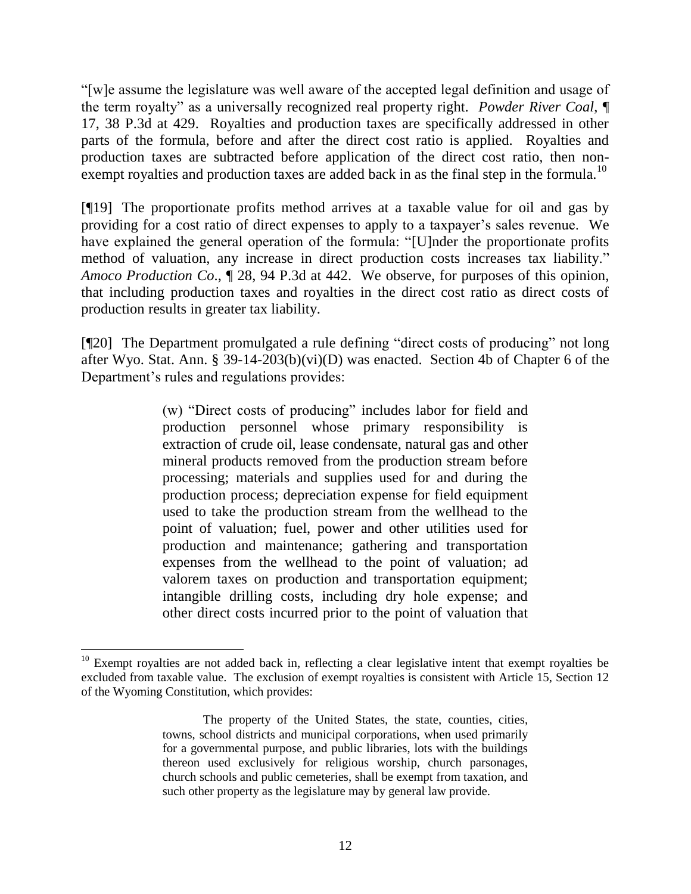"[w]e assume the legislature was well aware of the accepted legal definition and usage of the term royalty" as a universally recognized real property right. *Powder River Coal*, ¶ 17, 38 P.3d at 429. Royalties and production taxes are specifically addressed in other parts of the formula, before and after the direct cost ratio is applied. Royalties and production taxes are subtracted before application of the direct cost ratio, then non-exempt royalties and production taxes are added back in as the final step in the formula.[10]

[¶19] The proportionate profits method arrives at a taxable value for oil and gas by providing for a cost ratio of direct expenses to apply to a taxpayer's sales revenue. We have explained the general operation of the formula: "[U]nder the proportionate profits method of valuation, any increase in direct production costs increases tax liability." *Amoco Production Co*., ¶ 28, 94 P.3d at 442. We observe, for purposes of this opinion, that including production taxes and royalties in the direct cost ratio as direct costs of production results in greater tax liability.

[¶20] The Department promulgated a rule defining "direct costs of producing" not long after Wyo. Stat. Ann. § 39-14-203(b)(vi)(D) was enacted. Section 4b of Chapter 6 of the Department's rules and regulations provides:

> (w) "Direct costs of producing" includes labor for field and production personnel whose primary responsibility is extraction of crude oil, lease condensate, natural gas and other mineral products removed from the production stream before processing; materials and supplies used for and during the production process; depreciation expense for field equipment used to take the production stream from the wellhead to the point of valuation; fuel, power and other utilities used for production and maintenance; gathering and transportation expenses from the wellhead to the point of valuation; ad valorem taxes on production and transportation equipment; intangible drilling costs, including dry hole expense; and other direct costs incurred prior to the point of valuation that

---

[10] Exempt royalties are not added back in, reflecting a clear legislative intent that exempt royalties be excluded from taxable value. The exclusion of exempt royalties is consistent with Article 15, Section 12 of the Wyoming Constitution, which provides:

> The property of the United States, the state, counties, cities, towns, school districts and municipal corporations, when used primarily for a governmental purpose, and public libraries, lots with the buildings thereon used exclusively for religious worship, church parsonages, church schools and public cemeteries, shall be exempt from taxation, and such other property as the legislature may by general law provide.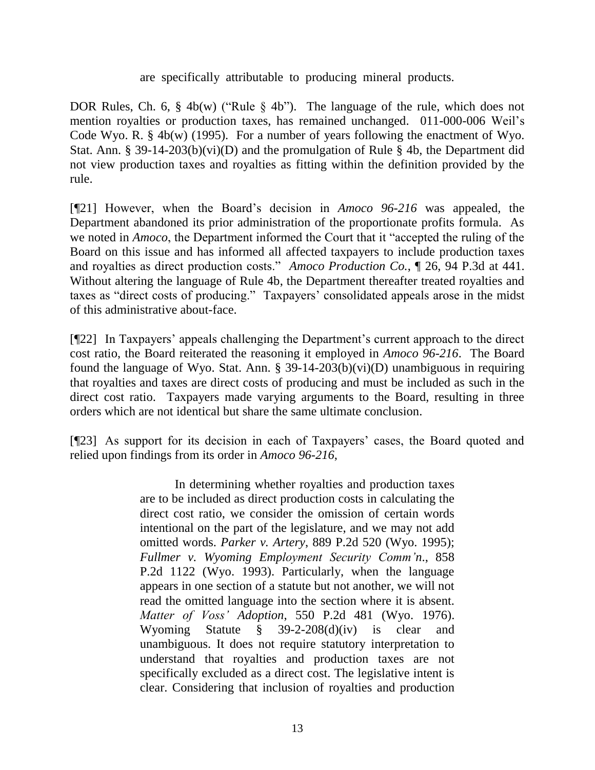are specifically attributable to producing mineral products.

DOR Rules, Ch. 6, § 4b(w) ("Rule § 4b"). The language of the rule, which does not mention royalties or production taxes, has remained unchanged. 011-000-006 Weil's Code Wyo. R. § 4b(w) (1995). For a number of years following the enactment of Wyo. Stat. Ann. § 39-14-203(b)(vi)(D) and the promulgation of Rule § 4b, the Department did not view production taxes and royalties as fitting within the definition provided by the rule.

[¶21] However, when the Board's decision in *Amoco 96-216* was appealed, the Department abandoned its prior administration of the proportionate profits formula. As we noted in *Amoco*, the Department informed the Court that it "accepted the ruling of the Board on this issue and has informed all affected taxpayers to include production taxes and royalties as direct production costs." *Amoco Production Co.*, ¶ 26, 94 P.3d at 441. Without altering the language of Rule 4b, the Department thereafter treated royalties and taxes as "direct costs of producing." Taxpayers' consolidated appeals arose in the midst of this administrative about-face.

[¶22] In Taxpayers' appeals challenging the Department's current approach to the direct cost ratio, the Board reiterated the reasoning it employed in *Amoco 96-216*. The Board found the language of Wyo. Stat. Ann. § 39-14-203(b)(vi)(D) unambiguous in requiring that royalties and taxes are direct costs of producing and must be included as such in the direct cost ratio. Taxpayers made varying arguments to the Board, resulting in three orders which are not identical but share the same ultimate conclusion.

[¶23] As support for its decision in each of Taxpayers' cases, the Board quoted and relied upon findings from its order in *Amoco 96-216*,

> In determining whether royalties and production taxes are to be included as direct production costs in calculating the direct cost ratio, we consider the omission of certain words intentional on the part of the legislature, and we may not add omitted words. *Parker v. Artery*, 889 P.2d 520 (Wyo. 1995); *Fullmer v. Wyoming Employment Security Comm'n.*, 858 P.2d 1122 (Wyo. 1993). Particularly, when the language appears in one section of a statute but not another, we will not read the omitted language into the section where it is absent. *Matter of Voss' Adoption*, 550 P.2d 481 (Wyo. 1976). Wyoming Statute § 39-2-208(d)(iv) is clear and unambiguous. It does not require statutory interpretation to understand that royalties and production taxes are not specifically excluded as a direct cost. The legislative intent is clear. Considering that inclusion of royalties and production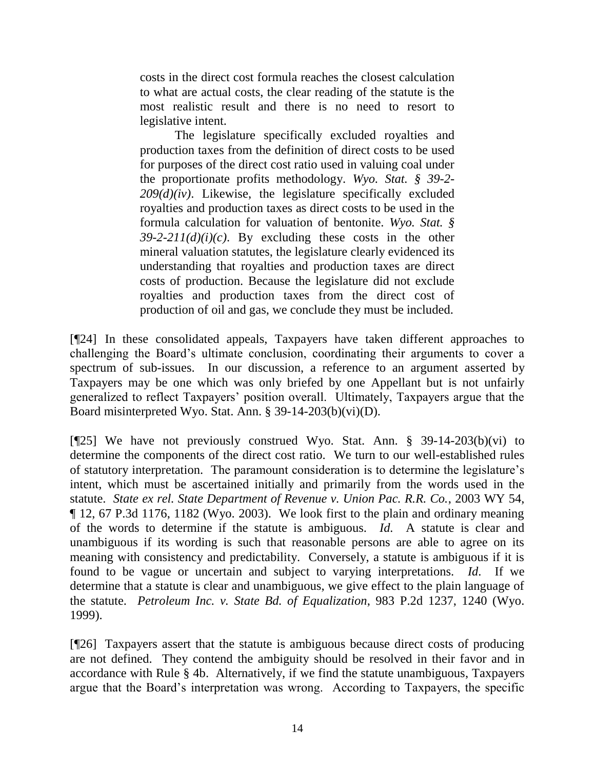> costs in the direct cost formula reaches the closest calculation to what are actual costs, the clear reading of the statute is the most realistic result and there is no need to resort to legislative intent.
>
> The legislature specifically excluded royalties and production taxes from the definition of direct costs to be used for purposes of the direct cost ratio used in valuing coal under the proportionate profits methodology. *Wyo. Stat. § 39-2-209(d)(iv)*. Likewise, the legislature specifically excluded royalties and production taxes as direct costs to be used in the formula calculation for valuation of bentonite. *Wyo. Stat. § 39-2-211(d)(i)(c)*. By excluding these costs in the other mineral valuation statutes, the legislature clearly evidenced its understanding that royalties and production taxes are direct costs of production. Because the legislature did not exclude royalties and production taxes from the direct cost of production of oil and gas, we conclude they must be included.

[¶24] In these consolidated appeals, Taxpayers have taken different approaches to challenging the Board's ultimate conclusion, coordinating their arguments to cover a spectrum of sub-issues. In our discussion, a reference to an argument asserted by Taxpayers may be one which was only briefed by one Appellant but is not unfairly generalized to reflect Taxpayers' position overall. Ultimately, Taxpayers argue that the Board misinterpreted Wyo. Stat. Ann. § 39-14-203(b)(vi)(D).

[¶25] We have not previously construed Wyo. Stat. Ann. § 39-14-203(b)(vi) to determine the components of the direct cost ratio. We turn to our well-established rules of statutory interpretation. The paramount consideration is to determine the legislature's intent, which must be ascertained initially and primarily from the words used in the statute. *State ex rel. State Department of Revenue v. Union Pac. R.R. Co.*, 2003 WY 54, ¶ 12, 67 P.3d 1176, 1182 (Wyo. 2003). We look first to the plain and ordinary meaning of the words to determine if the statute is ambiguous. *Id.* A statute is clear and unambiguous if its wording is such that reasonable persons are able to agree on its meaning with consistency and predictability. Conversely, a statute is ambiguous if it is found to be vague or uncertain and subject to varying interpretations. *Id*. If we determine that a statute is clear and unambiguous, we give effect to the plain language of the statute. *Petroleum Inc. v. State Bd. of Equalization*, 983 P.2d 1237, 1240 (Wyo. 1999).

[¶26] Taxpayers assert that the statute is ambiguous because direct costs of producing are not defined. They contend the ambiguity should be resolved in their favor and in accordance with Rule § 4b. Alternatively, if we find the statute unambiguous, Taxpayers argue that the Board's interpretation was wrong. According to Taxpayers, the specific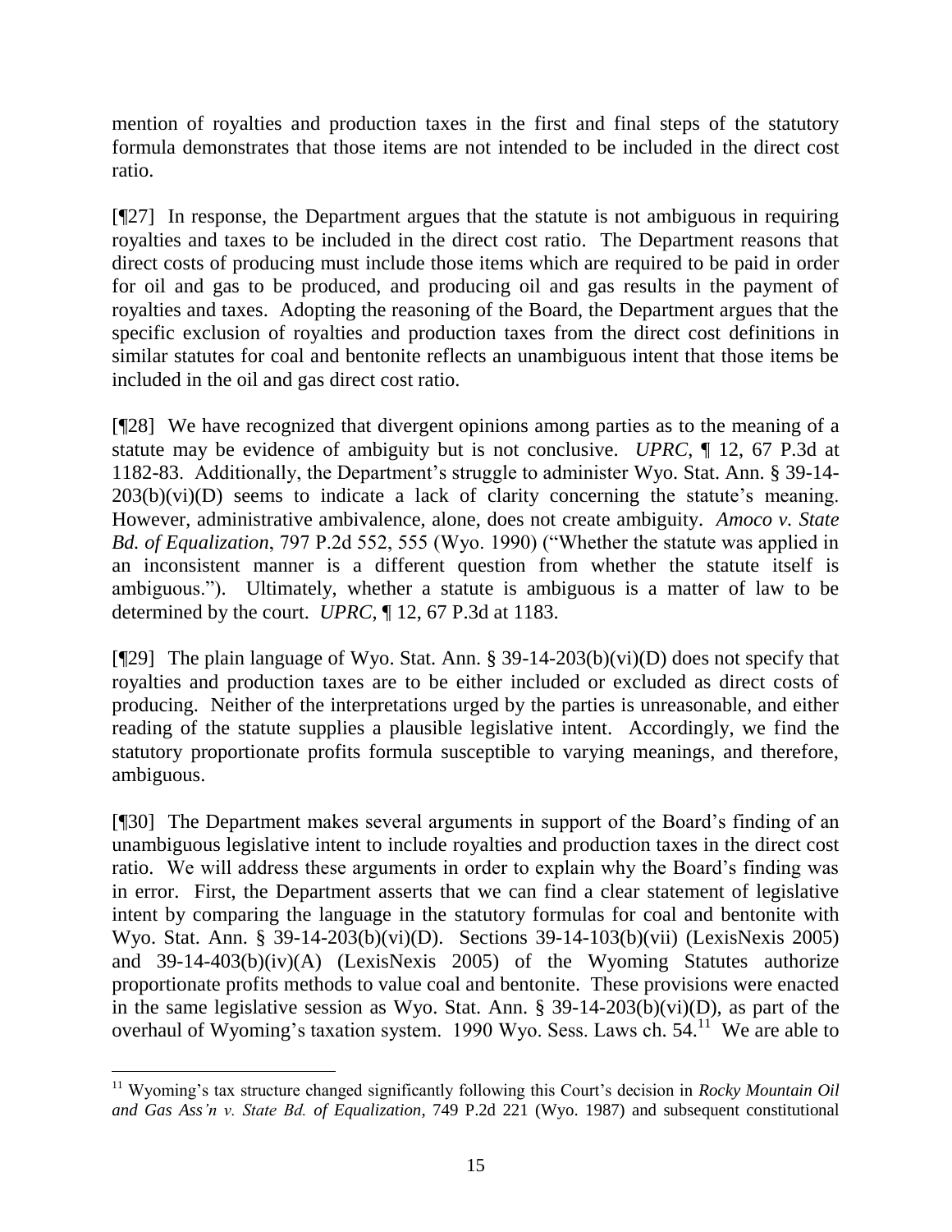mention of royalties and production taxes in the first and final steps of the statutory formula demonstrates that those items are not intended to be included in the direct cost ratio.

[¶27] In response, the Department argues that the statute is not ambiguous in requiring royalties and taxes to be included in the direct cost ratio. The Department reasons that direct costs of producing must include those items which are required to be paid in order for oil and gas to be produced, and producing oil and gas results in the payment of royalties and taxes. Adopting the reasoning of the Board, the Department argues that the specific exclusion of royalties and production taxes from the direct cost definitions in similar statutes for coal and bentonite reflects an unambiguous intent that those items be included in the oil and gas direct cost ratio.

[¶28] We have recognized that divergent opinions among parties as to the meaning of a statute may be evidence of ambiguity but is not conclusive. *UPRC*, ¶ 12, 67 P.3d at 1182-83. Additionally, the Department's struggle to administer Wyo. Stat. Ann. § 39-14-203(b)(vi)(D) seems to indicate a lack of clarity concerning the statute's meaning. However, administrative ambivalence, alone, does not create ambiguity. *Amoco v. State Bd. of Equalization*, 797 P.2d 552, 555 (Wyo. 1990) ("Whether the statute was applied in an inconsistent manner is a different question from whether the statute itself is ambiguous."). Ultimately, whether a statute is ambiguous is a matter of law to be determined by the court. *UPRC*, ¶ 12, 67 P.3d at 1183.

[¶29] The plain language of Wyo. Stat. Ann. § 39-14-203(b)(vi)(D) does not specify that royalties and production taxes are to be either included or excluded as direct costs of producing. Neither of the interpretations urged by the parties is unreasonable, and either reading of the statute supplies a plausible legislative intent. Accordingly, we find the statutory proportionate profits formula susceptible to varying meanings, and therefore, ambiguous.

[¶30] The Department makes several arguments in support of the Board's finding of an unambiguous legislative intent to include royalties and production taxes in the direct cost ratio. We will address these arguments in order to explain why the Board's finding was in error. First, the Department asserts that we can find a clear statement of legislative intent by comparing the language in the statutory formulas for coal and bentonite with Wyo. Stat. Ann. § 39-14-203(b)(vi)(D). Sections 39-14-103(b)(vii) (LexisNexis 2005) and 39-14-403(b)(iv)(A) (LexisNexis 2005) of the Wyoming Statutes authorize proportionate profits methods to value coal and bentonite. These provisions were enacted in the same legislative session as Wyo. Stat. Ann. § 39-14-203(b)(vi)(D), as part of the overhaul of Wyoming's taxation system. 1990 Wyo. Sess. Laws ch. 54.[11] We are able to

[11] Wyoming's tax structure changed significantly following this Court's decision in *Rocky Mountain Oil and Gas Ass'n v. State Bd. of Equalization*, 749 P.2d 221 (Wyo. 1987) and subsequent constitutional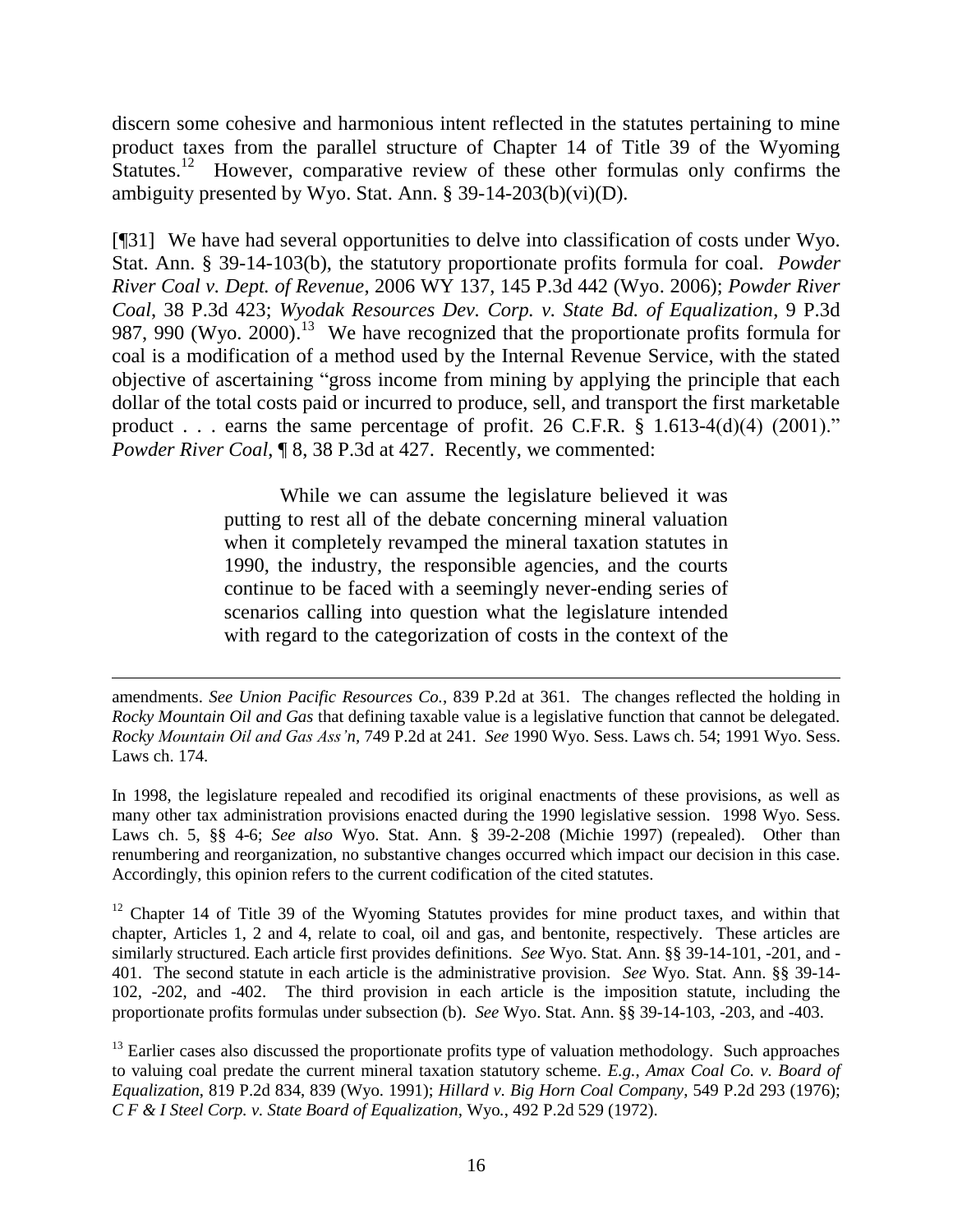discern some cohesive and harmonious intent reflected in the statutes pertaining to mine product taxes from the parallel structure of Chapter 14 of Title 39 of the Wyoming Statutes.[12] However, comparative review of these other formulas only confirms the ambiguity presented by Wyo. Stat. Ann. § 39-14-203(b)(vi)(D).

[¶31] We have had several opportunities to delve into classification of costs under Wyo. Stat. Ann. § 39-14-103(b), the statutory proportionate profits formula for coal. *Powder River Coal v. Dept. of Revenue*, 2006 WY 137, 145 P.3d 442 (Wyo. 2006); *Powder River Coal*, 38 P.3d 423; *Wyodak Resources Dev. Corp. v. State Bd. of Equalization*, 9 P.3d 987, 990 (Wyo. 2000).[13] We have recognized that the proportionate profits formula for coal is a modification of a method used by the Internal Revenue Service, with the stated objective of ascertaining "gross income from mining by applying the principle that each dollar of the total costs paid or incurred to produce, sell, and transport the first marketable product . . . earns the same percentage of profit. 26 C.F.R. § 1.613-4(d)(4) (2001)." *Powder River Coal*, ¶ 8, 38 P.3d at 427. Recently, we commented:

> While we can assume the legislature believed it was putting to rest all of the debate concerning mineral valuation when it completely revamped the mineral taxation statutes in 1990, the industry, the responsible agencies, and the courts continue to be faced with a seemingly never-ending series of scenarios calling into question what the legislature intended with regard to the categorization of costs in the context of the

---

amendments. *See Union Pacific Resources Co.*, 839 P.2d at 361. The changes reflected the holding in *Rocky Mountain Oil and Gas* that defining taxable value is a legislative function that cannot be delegated. *Rocky Mountain Oil and Gas Ass'n*, 749 P.2d at 241. *See* 1990 Wyo. Sess. Laws ch. 54; 1991 Wyo. Sess. Laws ch. 174.

In 1998, the legislature repealed and recodified its original enactments of these provisions, as well as many other tax administration provisions enacted during the 1990 legislative session. 1998 Wyo. Sess. Laws ch. 5, §§ 4-6; *See also* Wyo. Stat. Ann. § 39-2-208 (Michie 1997) (repealed). Other than renumbering and reorganization, no substantive changes occurred which impact our decision in this case. Accordingly, this opinion refers to the current codification of the cited statutes.

[12] Chapter 14 of Title 39 of the Wyoming Statutes provides for mine product taxes, and within that chapter, Articles 1, 2 and 4, relate to coal, oil and gas, and bentonite, respectively. These articles are similarly structured. Each article first provides definitions. *See* Wyo. Stat. Ann. §§ 39-14-101, -201, and -401. The second statute in each article is the administrative provision. *See* Wyo. Stat. Ann. §§ 39-14-102, -202, and -402. The third provision in each article is the imposition statute, including the proportionate profits formulas under subsection (b). *See* Wyo. Stat. Ann. §§ 39-14-103, -203, and -403.

[13] Earlier cases also discussed the proportionate profits type of valuation methodology. Such approaches to valuing coal predate the current mineral taxation statutory scheme. *E.g.*, *Amax Coal Co. v. Board of Equalization*, 819 P.2d 834, 839 (Wyo. 1991); *Hillard v. Big Horn Coal Company*, 549 P.2d 293 (1976); *C F & I Steel Corp. v. State Board of Equalization*, Wyo., 492 P.2d 529 (1972).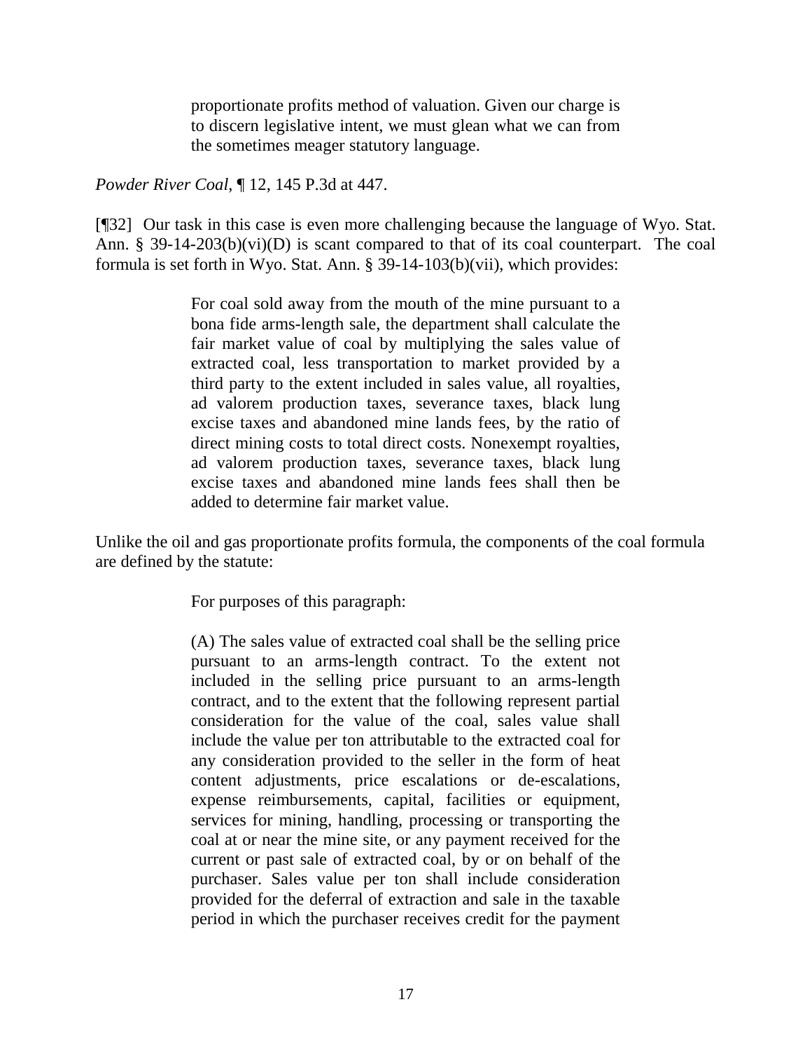> proportionate profits method of valuation. Given our charge is to discern legislative intent, we must glean what we can from the sometimes meager statutory language.

*Powder River Coal*, ¶ 12, 145 P.3d at 447.

[¶32] Our task in this case is even more challenging because the language of Wyo. Stat. Ann. § 39-14-203(b)(vi)(D) is scant compared to that of its coal counterpart. The coal formula is set forth in Wyo. Stat. Ann. § 39-14-103(b)(vii), which provides:

> For coal sold away from the mouth of the mine pursuant to a bona fide arms-length sale, the department shall calculate the fair market value of coal by multiplying the sales value of extracted coal, less transportation to market provided by a third party to the extent included in sales value, all royalties, ad valorem production taxes, severance taxes, black lung excise taxes and abandoned mine lands fees, by the ratio of direct mining costs to total direct costs. Nonexempt royalties, ad valorem production taxes, severance taxes, black lung excise taxes and abandoned mine lands fees shall then be added to determine fair market value.

Unlike the oil and gas proportionate profits formula, the components of the coal formula are defined by the statute:

> For purposes of this paragraph:
>
> (A) The sales value of extracted coal shall be the selling price pursuant to an arms-length contract. To the extent not included in the selling price pursuant to an arms-length contract, and to the extent that the following represent partial consideration for the value of the coal, sales value shall include the value per ton attributable to the extracted coal for any consideration provided to the seller in the form of heat content adjustments, price escalations or de-escalations, expense reimbursements, capital, facilities or equipment, services for mining, handling, processing or transporting the coal at or near the mine site, or any payment received for the current or past sale of extracted coal, by or on behalf of the purchaser. Sales value per ton shall include consideration provided for the deferral of extraction and sale in the taxable period in which the purchaser receives credit for the payment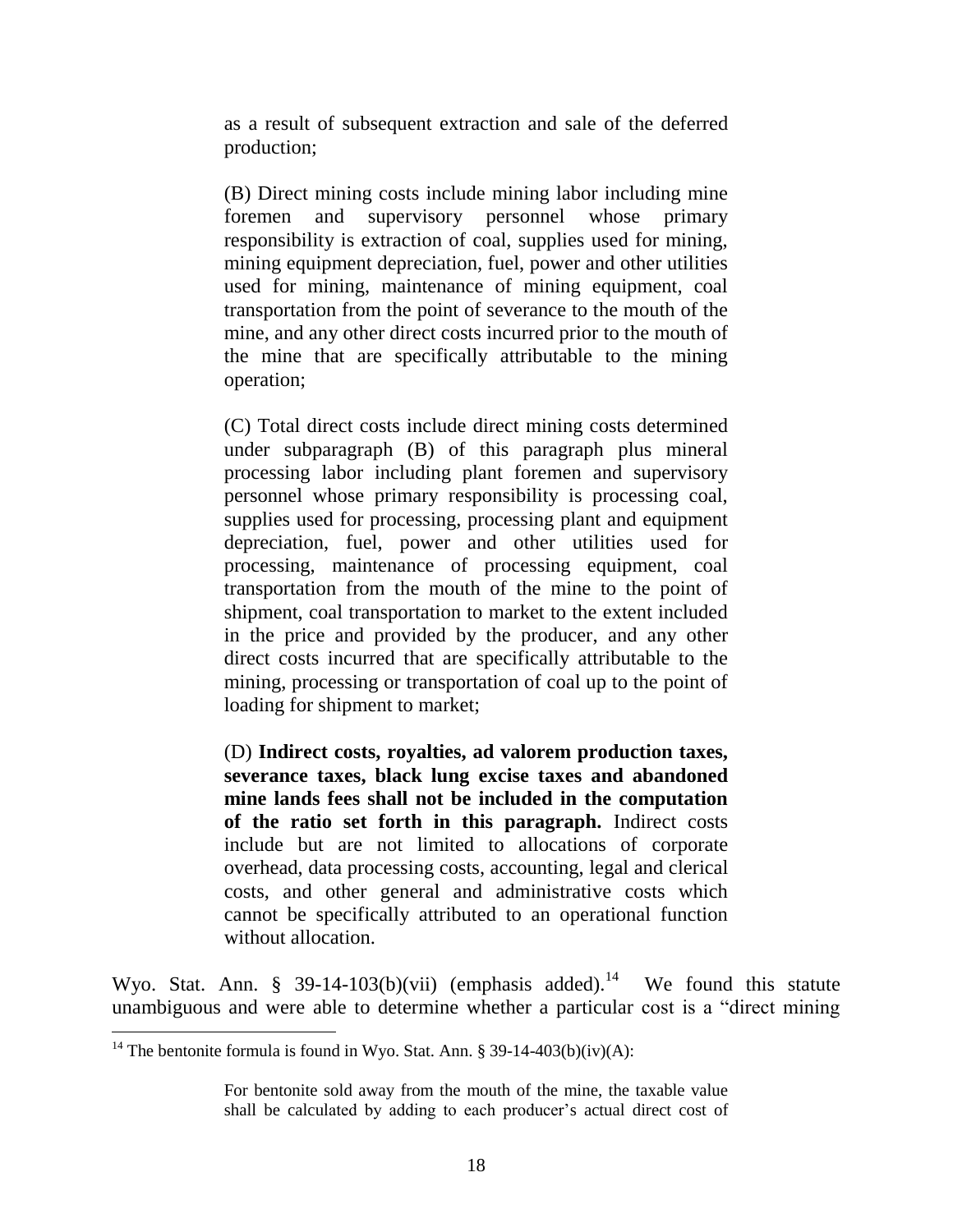as a result of subsequent extraction and sale of the deferred production;

> (B) Direct mining costs include mining labor including mine foremen and supervisory personnel whose primary responsibility is extraction of coal, supplies used for mining, mining equipment depreciation, fuel, power and other utilities used for mining, maintenance of mining equipment, coal transportation from the point of severance to the mouth of the mine, and any other direct costs incurred prior to the mouth of the mine that are specifically attributable to the mining operation;
>
> (C) Total direct costs include direct mining costs determined under subparagraph (B) of this paragraph plus mineral processing labor including plant foremen and supervisory personnel whose primary responsibility is processing coal, supplies used for processing, processing plant and equipment depreciation, fuel, power and other utilities used for processing, maintenance of processing equipment, coal transportation from the mouth of the mine to the point of shipment, coal transportation to market to the extent included in the price and provided by the producer, and any other direct costs incurred that are specifically attributable to the mining, processing or transportation of coal up to the point of loading for shipment to market;
>
> (D) **Indirect costs, royalties, ad valorem production taxes, severance taxes, black lung excise taxes and abandoned mine lands fees shall not be included in the computation of the ratio set forth in this paragraph.** Indirect costs include but are not limited to allocations of corporate overhead, data processing costs, accounting, legal and clerical costs, and other general and administrative costs which cannot be specifically attributed to an operational function without allocation.

Wyo. Stat. Ann. § 39-14-103(b)(vii) (emphasis added).[14] We found this statute unambiguous and were able to determine whether a particular cost is a "direct mining

---

[14] The bentonite formula is found in Wyo. Stat. Ann. § 39-14-403(b)(iv)(A):

> For bentonite sold away from the mouth of the mine, the taxable value shall be calculated by adding to each producer's actual direct cost of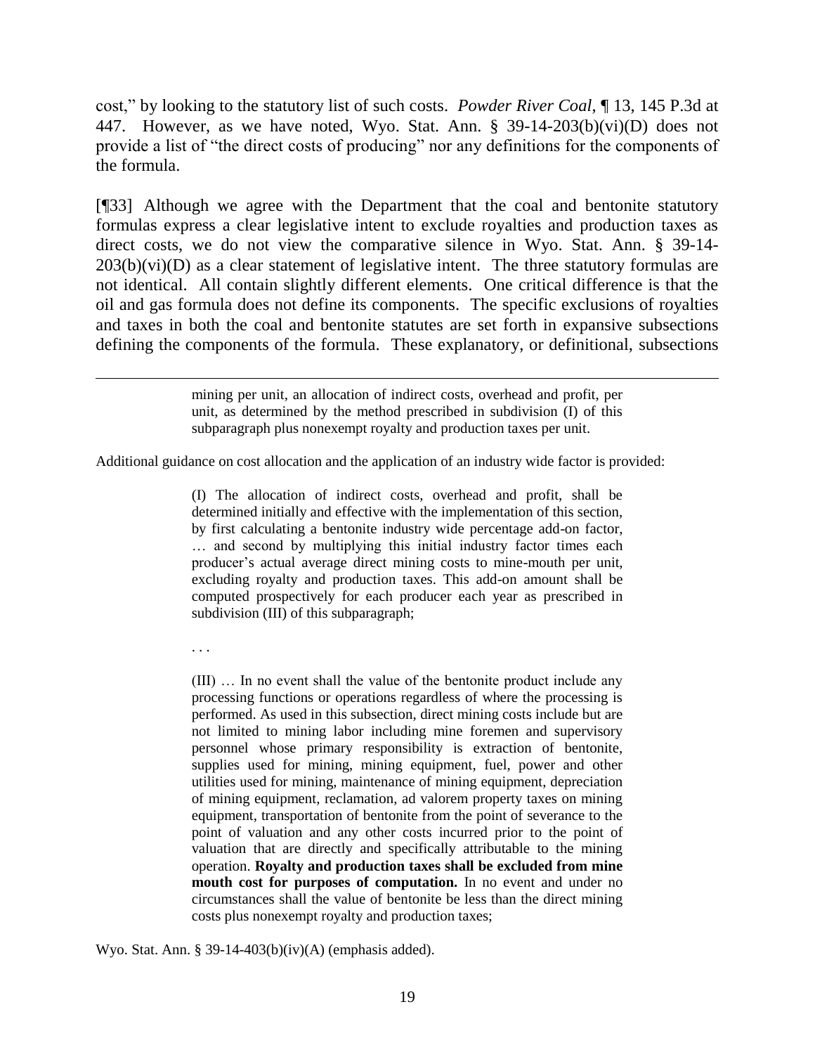cost," by looking to the statutory list of such costs. *Powder River Coal*, ¶ 13, 145 P.3d at 447. However, as we have noted, Wyo. Stat. Ann. § 39-14-203(b)(vi)(D) does not provide a list of "the direct costs of producing" nor any definitions for the components of the formula.

[¶33] Although we agree with the Department that the coal and bentonite statutory formulas express a clear legislative intent to exclude royalties and production taxes as direct costs, we do not view the comparative silence in Wyo. Stat. Ann. § 39-14-203(b)(vi)(D) as a clear statement of legislative intent. The three statutory formulas are not identical. All contain slightly different elements. One critical difference is that the oil and gas formula does not define its components. The specific exclusions of royalties and taxes in both the coal and bentonite statutes are set forth in expansive subsections defining the components of the formula. These explanatory, or definitional, subsections

---

> mining per unit, an allocation of indirect costs, overhead and profit, per unit, as determined by the method prescribed in subdivision (I) of this subparagraph plus nonexempt royalty and production taxes per unit.

Additional guidance on cost allocation and the application of an industry wide factor is provided:

> (I) The allocation of indirect costs, overhead and profit, shall be determined initially and effective with the implementation of this section, by first calculating a bentonite industry wide percentage add-on factor, … and second by multiplying this initial industry factor times each producer's actual average direct mining costs to mine-mouth per unit, excluding royalty and production taxes. This add-on amount shall be computed prospectively for each producer each year as prescribed in subdivision (III) of this subparagraph;
>
> . . .
>
> (III) … In no event shall the value of the bentonite product include any processing functions or operations regardless of where the processing is performed. As used in this subsection, direct mining costs include but are not limited to mining labor including mine foremen and supervisory personnel whose primary responsibility is extraction of bentonite, supplies used for mining, mining equipment, fuel, power and other utilities used for mining, maintenance of mining equipment, depreciation of mining equipment, reclamation, ad valorem property taxes on mining equipment, transportation of bentonite from the point of severance to the point of valuation and any other costs incurred prior to the point of valuation that are directly and specifically attributable to the mining operation. **Royalty and production taxes shall be excluded from mine mouth cost for purposes of computation.** In no event and under no circumstances shall the value of bentonite be less than the direct mining costs plus nonexempt royalty and production taxes;

Wyo. Stat. Ann. § 39-14-403(b)(iv)(A) (emphasis added).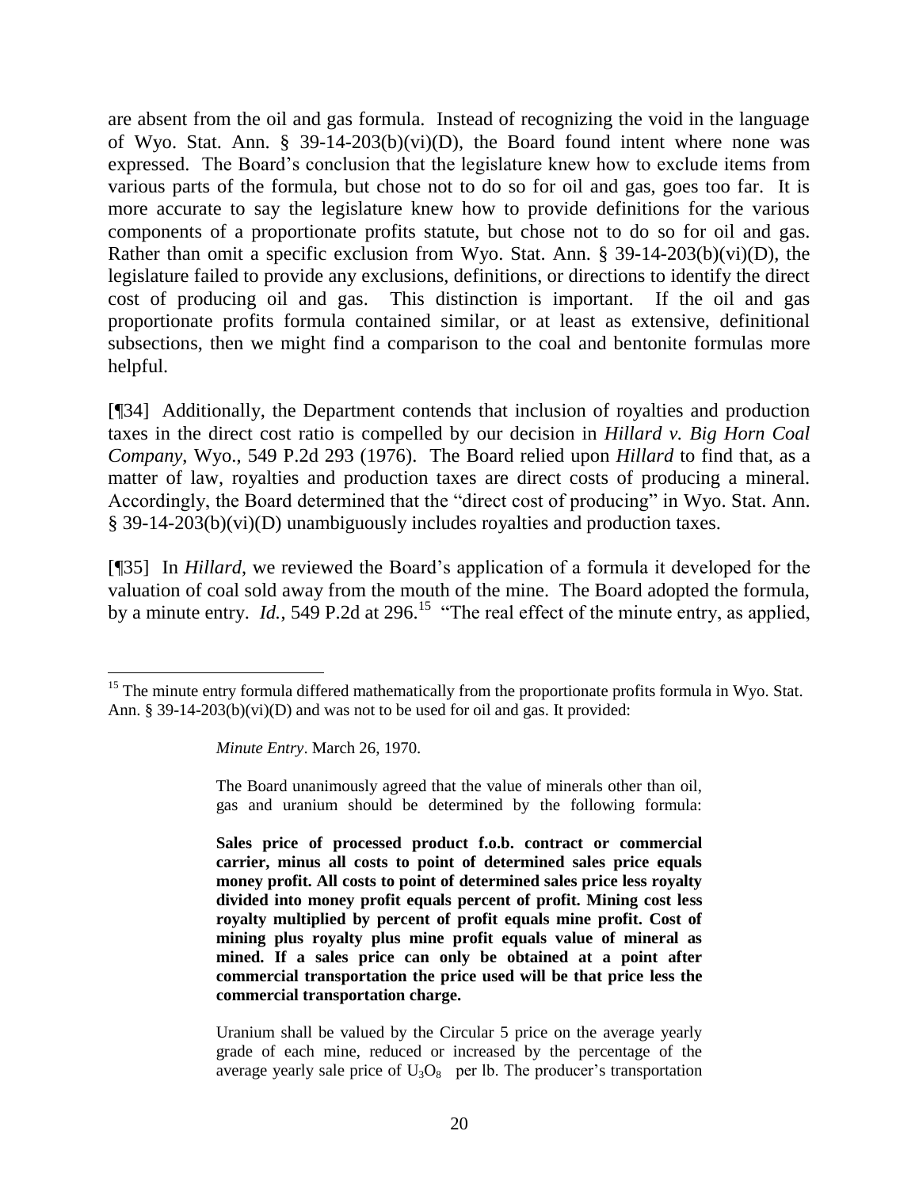are absent from the oil and gas formula. Instead of recognizing the void in the language of Wyo. Stat. Ann. § 39-14-203(b)(vi)(D), the Board found intent where none was expressed. The Board's conclusion that the legislature knew how to exclude items from various parts of the formula, but chose not to do so for oil and gas, goes too far. It is more accurate to say the legislature knew how to provide definitions for the various components of a proportionate profits statute, but chose not to do so for oil and gas. Rather than omit a specific exclusion from Wyo. Stat. Ann. § 39-14-203(b)(vi)(D), the legislature failed to provide any exclusions, definitions, or directions to identify the direct cost of producing oil and gas. This distinction is important. If the oil and gas proportionate profits formula contained similar, or at least as extensive, definitional subsections, then we might find a comparison to the coal and bentonite formulas more helpful.

[¶34] Additionally, the Department contends that inclusion of royalties and production taxes in the direct cost ratio is compelled by our decision in *Hillard v. Big Horn Coal Company*, Wyo., 549 P.2d 293 (1976). The Board relied upon *Hillard* to find that, as a matter of law, royalties and production taxes are direct costs of producing a mineral. Accordingly, the Board determined that the "direct cost of producing" in Wyo. Stat. Ann. § 39-14-203(b)(vi)(D) unambiguously includes royalties and production taxes.

[¶35] In *Hillard*, we reviewed the Board's application of a formula it developed for the valuation of coal sold away from the mouth of the mine. The Board adopted the formula, by a minute entry. *Id.*, 549 P.2d at 296.[15] "The real effect of the minute entry, as applied,

[15] The minute entry formula differed mathematically from the proportionate profits formula in Wyo. Stat. Ann. § 39-14-203(b)(vi)(D) and was not to be used for oil and gas. It provided:

> *Minute Entry*. March 26, 1970.
>
> The Board unanimously agreed that the value of minerals other than oil, gas and uranium should be determined by the following formula:
>
> **Sales price of processed product f.o.b. contract or commercial carrier, minus all costs to point of determined sales price equals money profit. All costs to point of determined sales price less royalty divided into money profit equals percent of profit. Mining cost less royalty multiplied by percent of profit equals mine profit. Cost of mining plus royalty plus mine profit equals value of mineral as mined. If a sales price can only be obtained at a point after commercial transportation the price used will be that price less the commercial transportation charge.**
>
> Uranium shall be valued by the Circular 5 price on the average yearly grade of each mine, reduced or increased by the percentage of the average yearly sale price of $U_3O_8$ per lb. The producer's transportation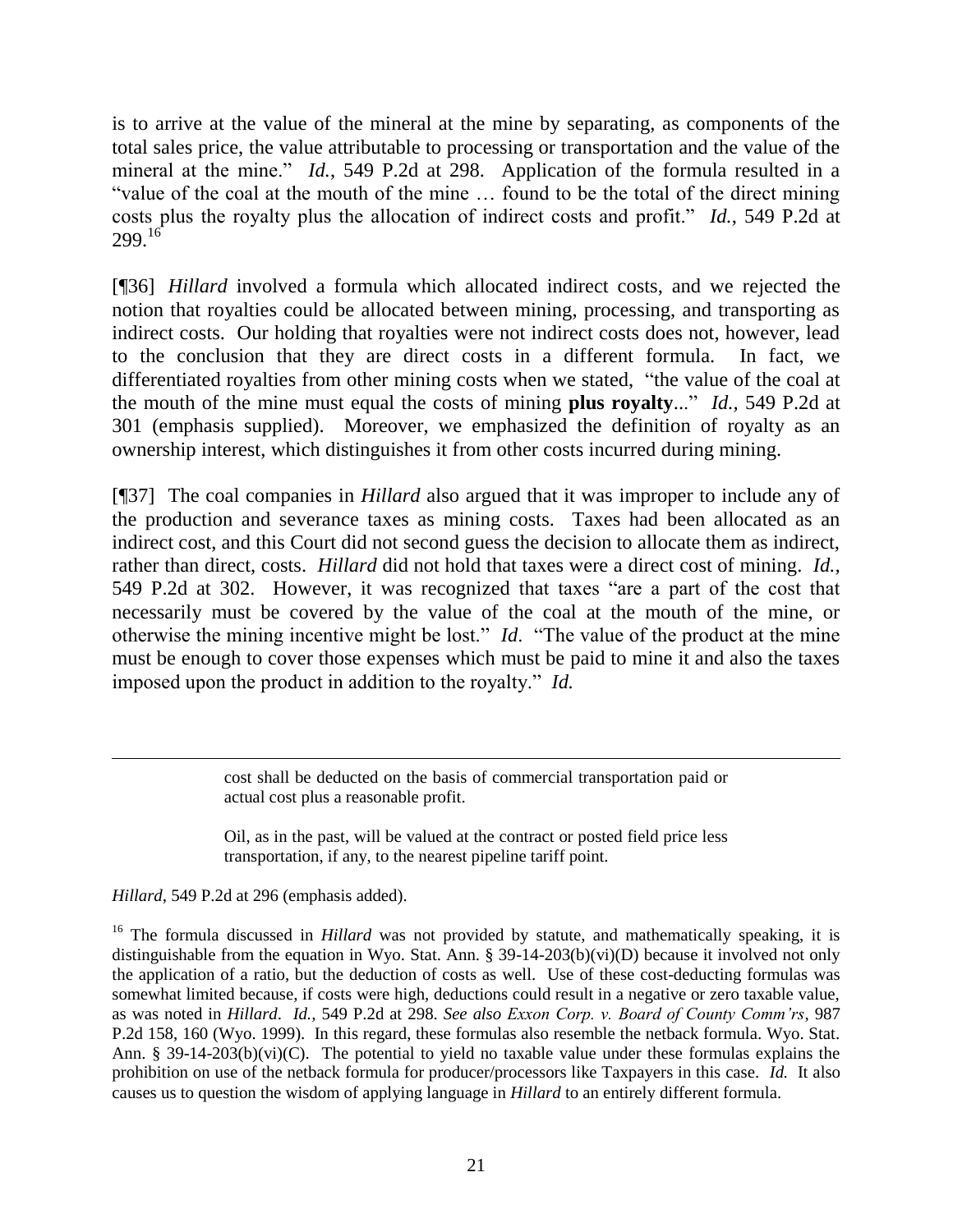is to arrive at the value of the mineral at the mine by separating, as components of the total sales price, the value attributable to processing or transportation and the value of the mineral at the mine." *Id.*, 549 P.2d at 298. Application of the formula resulted in a "value of the coal at the mouth of the mine … found to be the total of the direct mining costs plus the royalty plus the allocation of indirect costs and profit." *Id.*, 549 P.2d at 299.[16]

[¶36] *Hillard* involved a formula which allocated indirect costs, and we rejected the notion that royalties could be allocated between mining, processing, and transporting as indirect costs. Our holding that royalties were not indirect costs does not, however, lead to the conclusion that they are direct costs in a different formula. In fact, we differentiated royalties from other mining costs when we stated, "the value of the coal at the mouth of the mine must equal the costs of mining **plus royalty**..." *Id.*, 549 P.2d at 301 (emphasis supplied). Moreover, we emphasized the definition of royalty as an ownership interest, which distinguishes it from other costs incurred during mining.

[¶37] The coal companies in *Hillard* also argued that it was improper to include any of the production and severance taxes as mining costs. Taxes had been allocated as an indirect cost, and this Court did not second guess the decision to allocate them as indirect, rather than direct, costs. *Hillard* did not hold that taxes were a direct cost of mining. *Id.*, 549 P.2d at 302. However, it was recognized that taxes "are a part of the cost that necessarily must be covered by the value of the coal at the mouth of the mine, or otherwise the mining incentive might be lost." *Id*. "The value of the product at the mine must be enough to cover those expenses which must be paid to mine it and also the taxes imposed upon the product in addition to the royalty." *Id.*

---

> cost shall be deducted on the basis of commercial transportation paid or actual cost plus a reasonable profit.
>
> Oil, as in the past, will be valued at the contract or posted field price less transportation, if any, to the nearest pipeline tariff point.

*Hillard*, 549 P.2d at 296 (emphasis added).

[16] The formula discussed in *Hillard* was not provided by statute, and mathematically speaking, it is distinguishable from the equation in Wyo. Stat. Ann. § 39-14-203(b)(vi)(D) because it involved not only the application of a ratio, but the deduction of costs as well. Use of these cost-deducting formulas was somewhat limited because, if costs were high, deductions could result in a negative or zero taxable value, as was noted in *Hillard*. *Id.,* 549 P.2d at 298. *See also Exxon Corp. v. Board of County Comm'rs*, 987 P.2d 158, 160 (Wyo. 1999). In this regard, these formulas also resemble the netback formula. Wyo. Stat. Ann. § 39-14-203(b)(vi)(C). The potential to yield no taxable value under these formulas explains the prohibition on use of the netback formula for producer/processors like Taxpayers in this case. *Id.* It also causes us to question the wisdom of applying language in *Hillard* to an entirely different formula.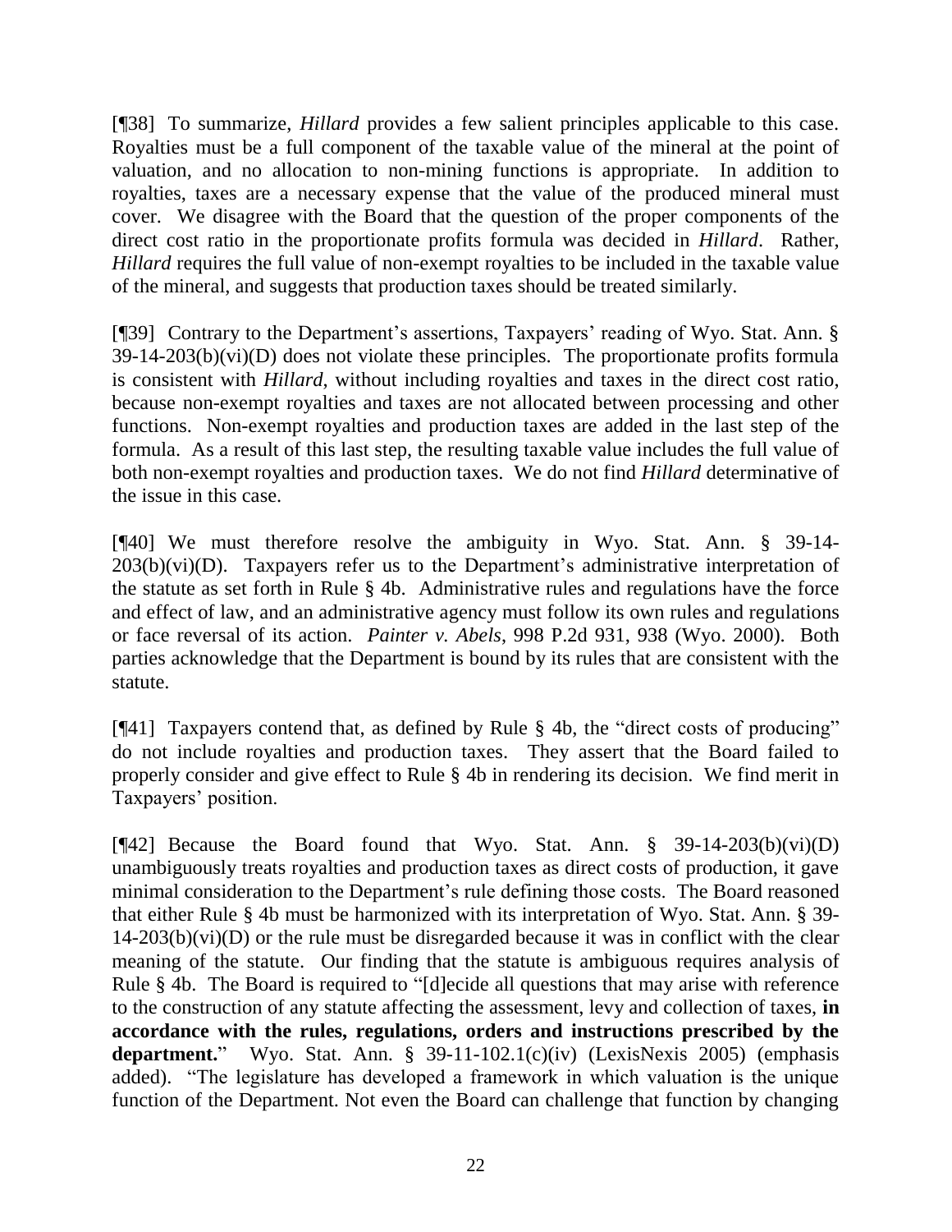[¶38] To summarize, *Hillard* provides a few salient principles applicable to this case. Royalties must be a full component of the taxable value of the mineral at the point of valuation, and no allocation to non-mining functions is appropriate. In addition to royalties, taxes are a necessary expense that the value of the produced mineral must cover. We disagree with the Board that the question of the proper components of the direct cost ratio in the proportionate profits formula was decided in *Hillard*. Rather, *Hillard* requires the full value of non-exempt royalties to be included in the taxable value of the mineral, and suggests that production taxes should be treated similarly.

[¶39] Contrary to the Department's assertions, Taxpayers' reading of Wyo. Stat. Ann. § 39-14-203(b)(vi)(D) does not violate these principles. The proportionate profits formula is consistent with *Hillard*, without including royalties and taxes in the direct cost ratio, because non-exempt royalties and taxes are not allocated between processing and other functions. Non-exempt royalties and production taxes are added in the last step of the formula. As a result of this last step, the resulting taxable value includes the full value of both non-exempt royalties and production taxes. We do not find *Hillard* determinative of the issue in this case.

[¶40] We must therefore resolve the ambiguity in Wyo. Stat. Ann. § 39-14-203(b)(vi)(D). Taxpayers refer us to the Department's administrative interpretation of the statute as set forth in Rule § 4b. Administrative rules and regulations have the force and effect of law, and an administrative agency must follow its own rules and regulations or face reversal of its action. *Painter v. Abels*, 998 P.2d 931, 938 (Wyo. 2000). Both parties acknowledge that the Department is bound by its rules that are consistent with the statute.

[¶41] Taxpayers contend that, as defined by Rule § 4b, the "direct costs of producing" do not include royalties and production taxes. They assert that the Board failed to properly consider and give effect to Rule § 4b in rendering its decision. We find merit in Taxpayers' position.

[¶42] Because the Board found that Wyo. Stat. Ann. § 39-14-203(b)(vi)(D) unambiguously treats royalties and production taxes as direct costs of production, it gave minimal consideration to the Department's rule defining those costs. The Board reasoned that either Rule § 4b must be harmonized with its interpretation of Wyo. Stat. Ann. § 39-14-203(b)(vi)(D) or the rule must be disregarded because it was in conflict with the clear meaning of the statute. Our finding that the statute is ambiguous requires analysis of Rule § 4b. The Board is required to "[d]ecide all questions that may arise with reference to the construction of any statute affecting the assessment, levy and collection of taxes, **in accordance with the rules, regulations, orders and instructions prescribed by the department.**" Wyo. Stat. Ann. § 39-11-102.1(c)(iv) (LexisNexis 2005) (emphasis added). "The legislature has developed a framework in which valuation is the unique function of the Department. Not even the Board can challenge that function by changing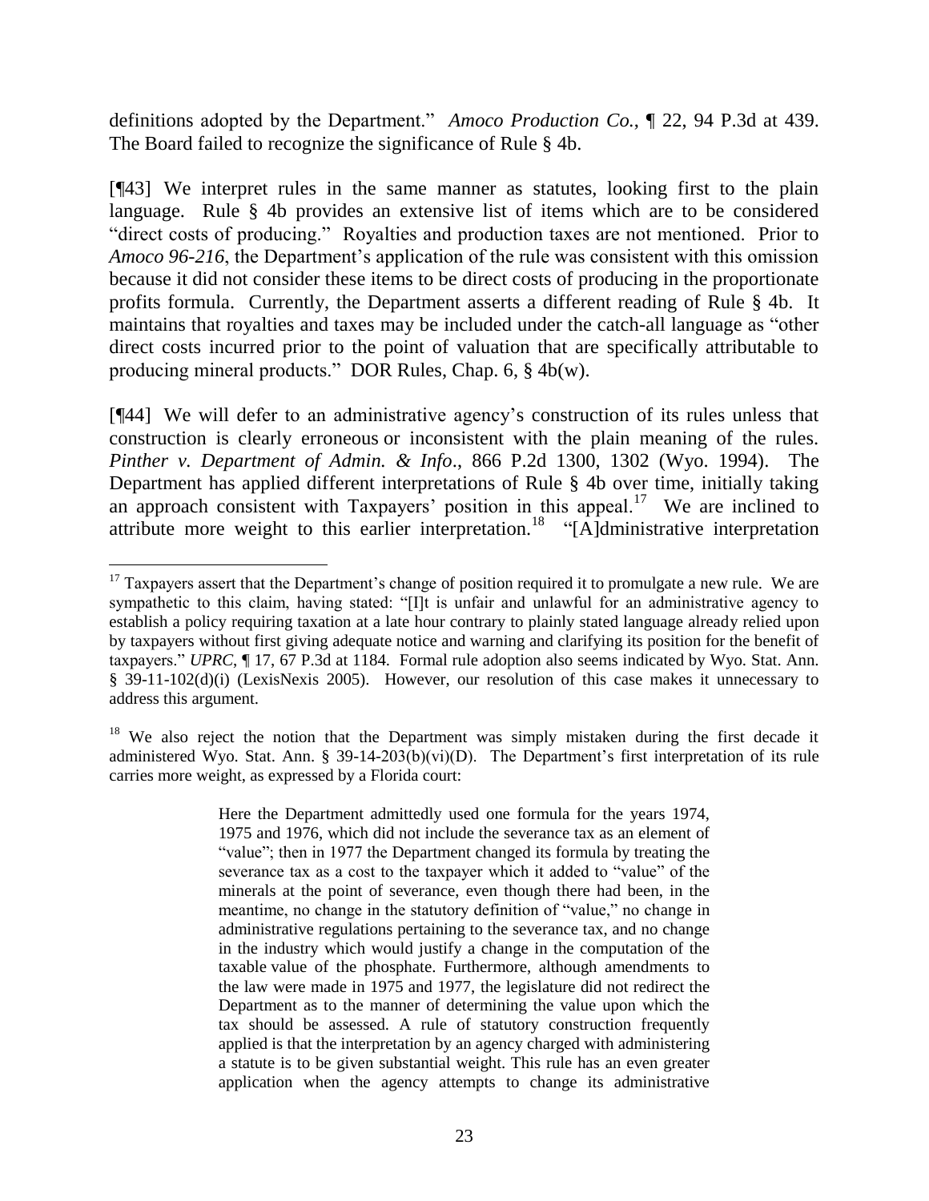definitions adopted by the Department." *Amoco Production Co.*, ¶ 22, 94 P.3d at 439. The Board failed to recognize the significance of Rule § 4b.

[¶43] We interpret rules in the same manner as statutes, looking first to the plain language. Rule § 4b provides an extensive list of items which are to be considered "direct costs of producing." Royalties and production taxes are not mentioned. Prior to *Amoco 96-216*, the Department's application of the rule was consistent with this omission because it did not consider these items to be direct costs of producing in the proportionate profits formula. Currently, the Department asserts a different reading of Rule § 4b. It maintains that royalties and taxes may be included under the catch-all language as "other direct costs incurred prior to the point of valuation that are specifically attributable to producing mineral products." DOR Rules, Chap. 6, § 4b(w).

[¶44] We will defer to an administrative agency's construction of its rules unless that construction is clearly erroneous or inconsistent with the plain meaning of the rules. *Pinther v. Department of Admin. & Info*., 866 P.2d 1300, 1302 (Wyo. 1994). The Department has applied different interpretations of Rule § 4b over time, initially taking an approach consistent with Taxpayers' position in this appeal.[17] We are inclined to attribute more weight to this earlier interpretation.[18] "[A]dministrative interpretation

---

[17] Taxpayers assert that the Department's change of position required it to promulgate a new rule. We are sympathetic to this claim, having stated: "[I]t is unfair and unlawful for an administrative agency to establish a policy requiring taxation at a late hour contrary to plainly stated language already relied upon by taxpayers without first giving adequate notice and warning and clarifying its position for the benefit of taxpayers." *UPRC*, ¶ 17, 67 P.3d at 1184. Formal rule adoption also seems indicated by Wyo. Stat. Ann. § 39-11-102(d)(i) (LexisNexis 2005). However, our resolution of this case makes it unnecessary to address this argument.

[18] We also reject the notion that the Department was simply mistaken during the first decade it administered Wyo. Stat. Ann. § 39-14-203(b)(vi)(D). The Department's first interpretation of its rule carries more weight, as expressed by a Florida court:

> Here the Department admittedly used one formula for the years 1974, 1975 and 1976, which did not include the severance tax as an element of "value"; then in 1977 the Department changed its formula by treating the severance tax as a cost to the taxpayer which it added to "value" of the minerals at the point of severance, even though there had been, in the meantime, no change in the statutory definition of "value," no change in administrative regulations pertaining to the severance tax, and no change in the industry which would justify a change in the computation of the taxable value of the phosphate. Furthermore, although amendments to the law were made in 1975 and 1977, the legislature did not redirect the Department as to the manner of determining the value upon which the tax should be assessed. A rule of statutory construction frequently applied is that the interpretation by an agency charged with administering a statute is to be given substantial weight. This rule has an even greater application when the agency attempts to change its administrative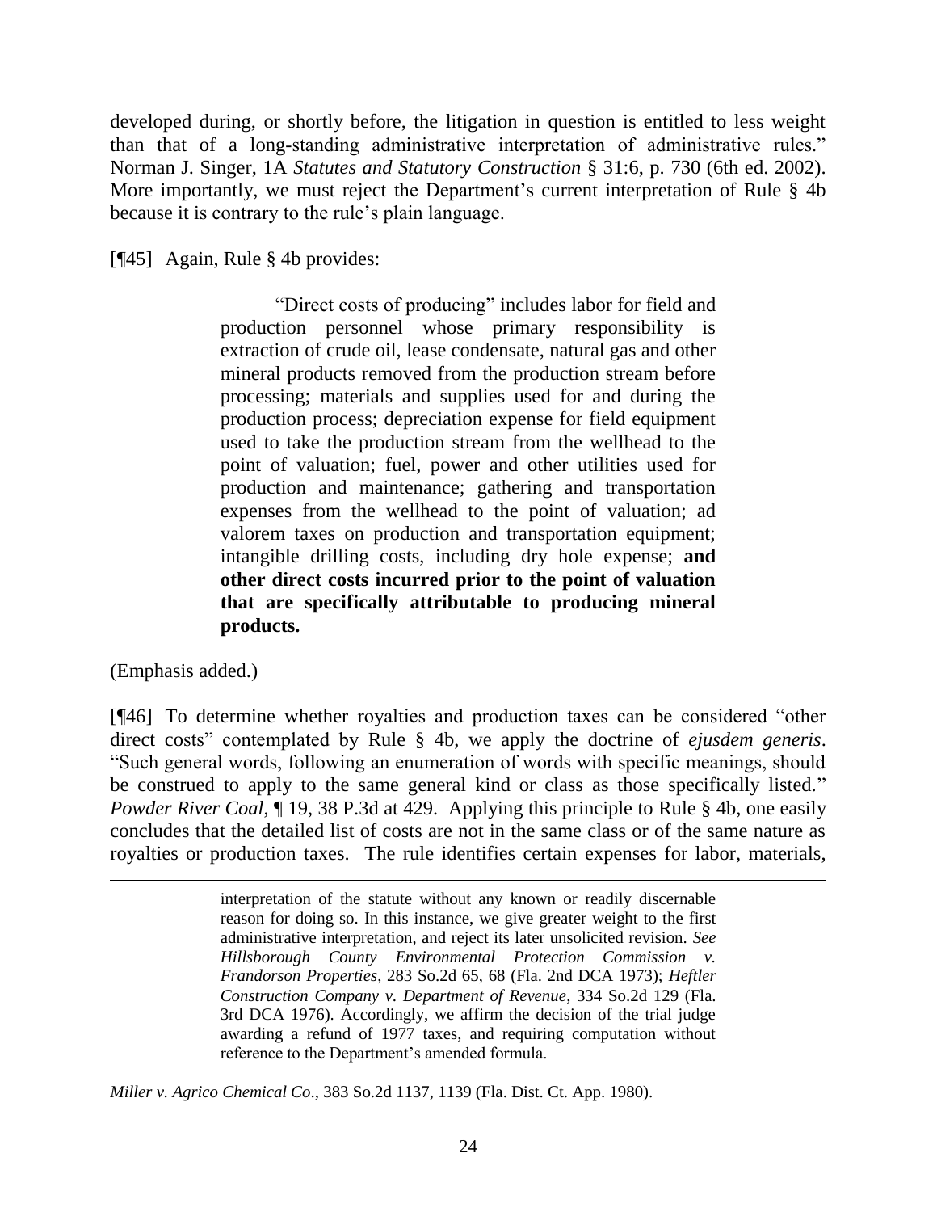developed during, or shortly before, the litigation in question is entitled to less weight than that of a long-standing administrative interpretation of administrative rules." Norman J. Singer, 1A *Statutes and Statutory Construction* § 31:6, p. 730 (6th ed. 2002). More importantly, we must reject the Department's current interpretation of Rule § 4b because it is contrary to the rule's plain language.

[¶45] Again, Rule § 4b provides:

> "Direct costs of producing" includes labor for field and production personnel whose primary responsibility is extraction of crude oil, lease condensate, natural gas and other mineral products removed from the production stream before processing; materials and supplies used for and during the production process; depreciation expense for field equipment used to take the production stream from the wellhead to the point of valuation; fuel, power and other utilities used for production and maintenance; gathering and transportation expenses from the wellhead to the point of valuation; ad valorem taxes on production and transportation equipment; intangible drilling costs, including dry hole expense; **and other direct costs incurred prior to the point of valuation that are specifically attributable to producing mineral products.**

(Emphasis added.)

[¶46] To determine whether royalties and production taxes can be considered "other direct costs" contemplated by Rule § 4b, we apply the doctrine of *ejusdem generis*. "Such general words, following an enumeration of words with specific meanings, should be construed to apply to the same general kind or class as those specifically listed." *Powder River Coal*, ¶ 19, 38 P.3d at 429. Applying this principle to Rule § 4b, one easily concludes that the detailed list of costs are not in the same class or of the same nature as royalties or production taxes. The rule identifies certain expenses for labor, materials,

---

> interpretation of the statute without any known or readily discernable reason for doing so. In this instance, we give greater weight to the first administrative interpretation, and reject its later unsolicited revision. *See Hillsborough County Environmental Protection Commission v. Frandorson Properties*, 283 So.2d 65, 68 (Fla. 2nd DCA 1973); *Heftler Construction Company v. Department of Revenue*, 334 So.2d 129 (Fla. 3rd DCA 1976). Accordingly, we affirm the decision of the trial judge awarding a refund of 1977 taxes, and requiring computation without reference to the Department's amended formula.

*Miller v. Agrico Chemical Co*., 383 So.2d 1137, 1139 (Fla. Dist. Ct. App. 1980).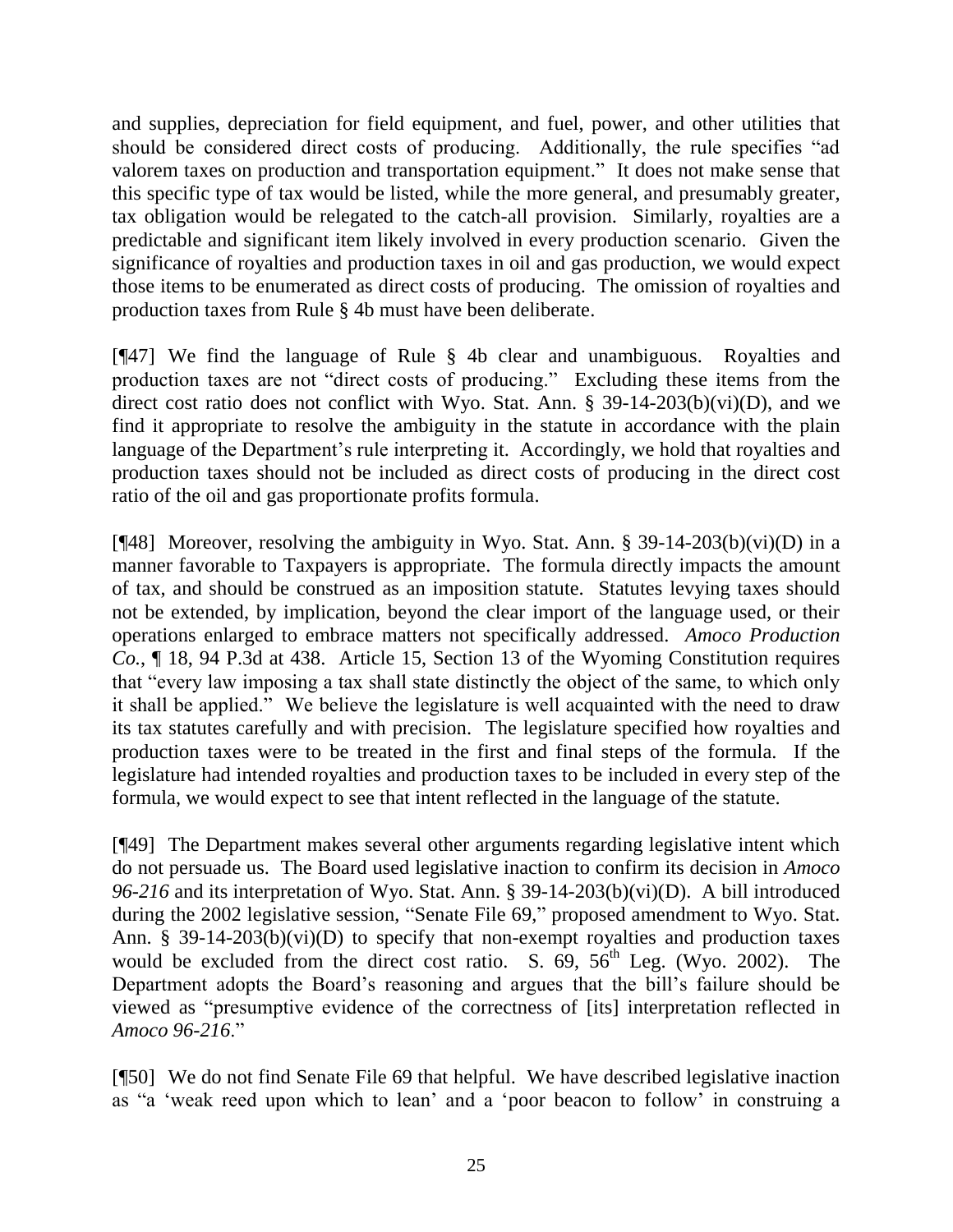and supplies, depreciation for field equipment, and fuel, power, and other utilities that should be considered direct costs of producing. Additionally, the rule specifies "ad valorem taxes on production and transportation equipment." It does not make sense that this specific type of tax would be listed, while the more general, and presumably greater, tax obligation would be relegated to the catch-all provision. Similarly, royalties are a predictable and significant item likely involved in every production scenario. Given the significance of royalties and production taxes in oil and gas production, we would expect those items to be enumerated as direct costs of producing. The omission of royalties and production taxes from Rule § 4b must have been deliberate.

[¶47] We find the language of Rule § 4b clear and unambiguous. Royalties and production taxes are not "direct costs of producing." Excluding these items from the direct cost ratio does not conflict with Wyo. Stat. Ann. § 39-14-203(b)(vi)(D), and we find it appropriate to resolve the ambiguity in the statute in accordance with the plain language of the Department's rule interpreting it. Accordingly, we hold that royalties and production taxes should not be included as direct costs of producing in the direct cost ratio of the oil and gas proportionate profits formula.

[¶48] Moreover, resolving the ambiguity in Wyo. Stat. Ann. § 39-14-203(b)(vi)(D) in a manner favorable to Taxpayers is appropriate. The formula directly impacts the amount of tax, and should be construed as an imposition statute. Statutes levying taxes should not be extended, by implication, beyond the clear import of the language used, or their operations enlarged to embrace matters not specifically addressed. *Amoco Production Co.*, ¶ 18, 94 P.3d at 438. Article 15, Section 13 of the Wyoming Constitution requires that "every law imposing a tax shall state distinctly the object of the same, to which only it shall be applied." We believe the legislature is well acquainted with the need to draw its tax statutes carefully and with precision. The legislature specified how royalties and production taxes were to be treated in the first and final steps of the formula. If the legislature had intended royalties and production taxes to be included in every step of the formula, we would expect to see that intent reflected in the language of the statute.

[¶49] The Department makes several other arguments regarding legislative intent which do not persuade us. The Board used legislative inaction to confirm its decision in *Amoco 96-216* and its interpretation of Wyo. Stat. Ann. § 39-14-203(b)(vi)(D). A bill introduced during the 2002 legislative session, "Senate File 69," proposed amendment to Wyo. Stat. Ann. § 39-14-203(b)(vi)(D) to specify that non-exempt royalties and production taxes would be excluded from the direct cost ratio. S. 69, 56th Leg. (Wyo. 2002). The Department adopts the Board's reasoning and argues that the bill's failure should be viewed as "presumptive evidence of the correctness of [its] interpretation reflected in *Amoco 96-216*."

[¶50] We do not find Senate File 69 that helpful. We have described legislative inaction as "a 'weak reed upon which to lean' and a 'poor beacon to follow' in construing a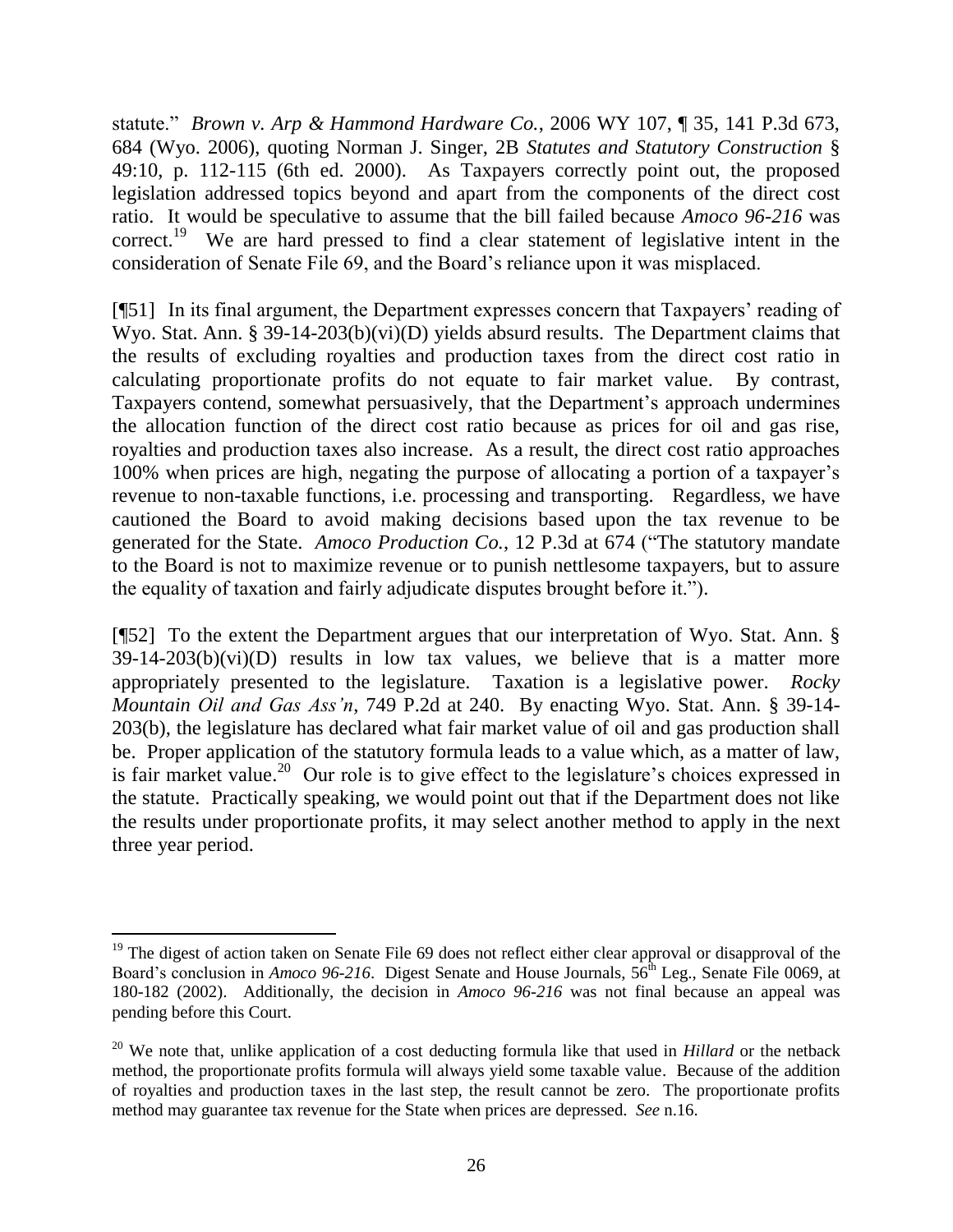statute." *Brown v. Arp & Hammond Hardware Co.*, 2006 WY 107, ¶ 35, 141 P.3d 673, 684 (Wyo. 2006), quoting Norman J. Singer, 2B *Statutes and Statutory Construction* § 49:10, p. 112-115 (6th ed. 2000). As Taxpayers correctly point out, the proposed legislation addressed topics beyond and apart from the components of the direct cost ratio. It would be speculative to assume that the bill failed because *Amoco 96-216* was correct.[19] We are hard pressed to find a clear statement of legislative intent in the consideration of Senate File 69, and the Board's reliance upon it was misplaced.

[¶51] In its final argument, the Department expresses concern that Taxpayers' reading of Wyo. Stat. Ann. § 39-14-203(b)(vi)(D) yields absurd results. The Department claims that the results of excluding royalties and production taxes from the direct cost ratio in calculating proportionate profits do not equate to fair market value. By contrast, Taxpayers contend, somewhat persuasively, that the Department's approach undermines the allocation function of the direct cost ratio because as prices for oil and gas rise, royalties and production taxes also increase. As a result, the direct cost ratio approaches 100% when prices are high, negating the purpose of allocating a portion of a taxpayer's revenue to non-taxable functions, i.e. processing and transporting. Regardless, we have cautioned the Board to avoid making decisions based upon the tax revenue to be generated for the State. *Amoco Production Co.*, 12 P.3d at 674 ("The statutory mandate to the Board is not to maximize revenue or to punish nettlesome taxpayers, but to assure the equality of taxation and fairly adjudicate disputes brought before it.").

[¶52] To the extent the Department argues that our interpretation of Wyo. Stat. Ann. § 39-14-203(b)(vi)(D) results in low tax values, we believe that is a matter more appropriately presented to the legislature. Taxation is a legislative power. *Rocky Mountain Oil and Gas Ass'n*, 749 P.2d at 240. By enacting Wyo. Stat. Ann. § 39-14-203(b), the legislature has declared what fair market value of oil and gas production shall be. Proper application of the statutory formula leads to a value which, as a matter of law, is fair market value.[20] Our role is to give effect to the legislature's choices expressed in the statute. Practically speaking, we would point out that if the Department does not like the results under proportionate profits, it may select another method to apply in the next three year period.

---

[19] The digest of action taken on Senate File 69 does not reflect either clear approval or disapproval of the Board's conclusion in *Amoco 96-216*. Digest Senate and House Journals, 56th Leg., Senate File 0069, at 180-182 (2002). Additionally, the decision in *Amoco 96-216* was not final because an appeal was pending before this Court.

[20] We note that, unlike application of a cost deducting formula like that used in *Hillard* or the netback method, the proportionate profits formula will always yield some taxable value. Because of the addition of royalties and production taxes in the last step, the result cannot be zero. The proportionate profits method may guarantee tax revenue for the State when prices are depressed. *See* n.16.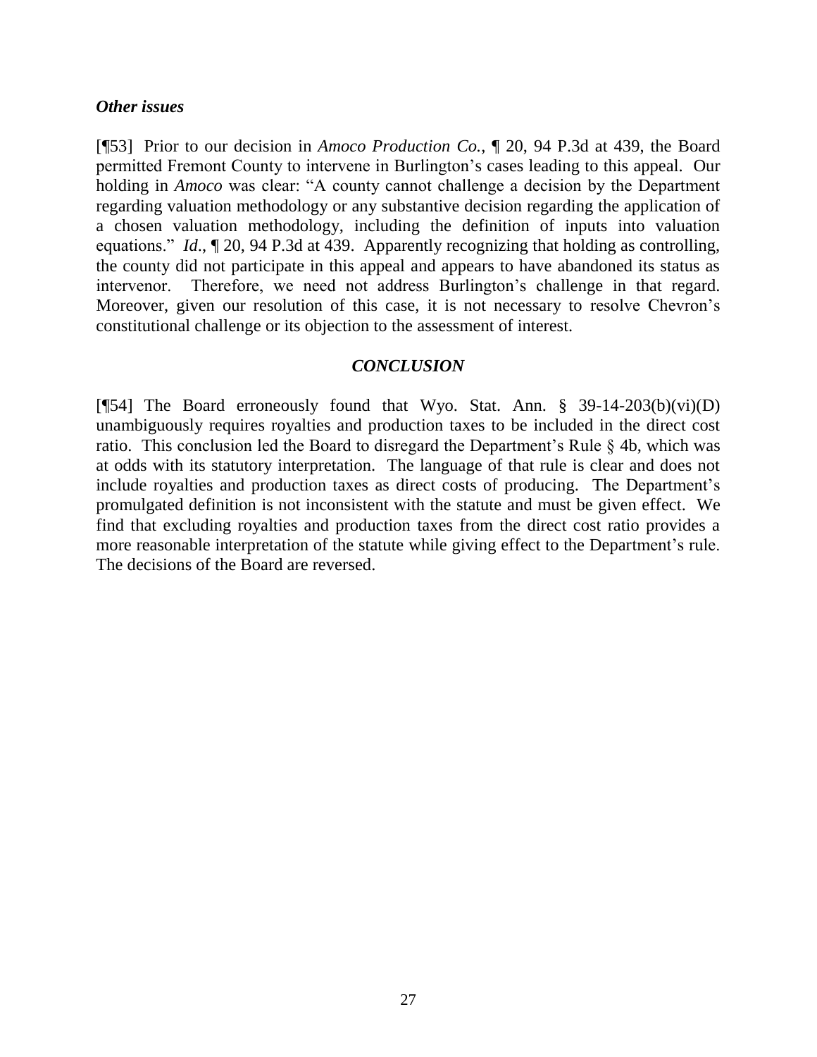### *Other issues*

[¶53] Prior to our decision in *Amoco Production Co.*, ¶ 20, 94 P.3d at 439, the Board permitted Fremont County to intervene in Burlington's cases leading to this appeal. Our holding in *Amoco* was clear: "A county cannot challenge a decision by the Department regarding valuation methodology or any substantive decision regarding the application of a chosen valuation methodology, including the definition of inputs into valuation equations." *Id*., ¶ 20, 94 P.3d at 439. Apparently recognizing that holding as controlling, the county did not participate in this appeal and appears to have abandoned its status as intervenor. Therefore, we need not address Burlington's challenge in that regard. Moreover, given our resolution of this case, it is not necessary to resolve Chevron's constitutional challenge or its objection to the assessment of interest.

## *CONCLUSION*

[¶54] The Board erroneously found that Wyo. Stat. Ann. § 39-14-203(b)(vi)(D) unambiguously requires royalties and production taxes to be included in the direct cost ratio. This conclusion led the Board to disregard the Department's Rule § 4b, which was at odds with its statutory interpretation. The language of that rule is clear and does not include royalties and production taxes as direct costs of producing. The Department's promulgated definition is not inconsistent with the statute and must be given effect. We find that excluding royalties and production taxes from the direct cost ratio provides a more reasonable interpretation of the statute while giving effect to the Department's rule. The decisions of the Board are reversed.